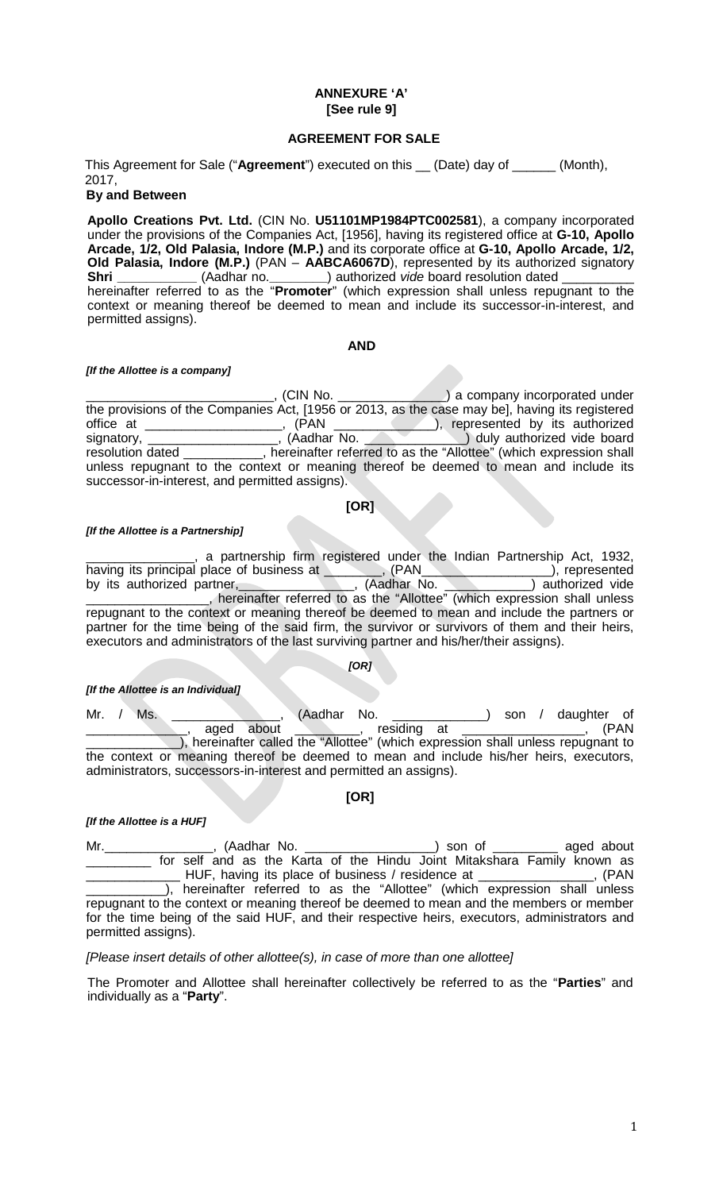**ANNEXURE 'A'**
**[See rule 9]**

**AGREEMENT FOR SALE**

This Agreement for Sale ("**Agreement**") executed on this __ (Date) day of ______ (Month), 2017,

**By and Between**

**Apollo Creations Pvt. Ltd.** (CIN No. **U51101MP1984PTC002581**), a company incorporated under the provisions of the Companies Act, [1956], having its registered office at **G-10, Apollo Arcade, 1/2, Old Palasia, Indore (M.P.)** and its corporate office at **G-10, Apollo Arcade, 1/2, Old Palasia, Indore (M.P.)** (PAN – **AABCA6067D**), represented by its authorized signatory **Shri ___________** (Aadhar no.________) authorized *vide* board resolution dated __________ hereinafter referred to as the "**Promoter**" (which expression shall unless repugnant to the context or meaning thereof be deemed to mean and include its successor-in-interest, and permitted assigns).

**AND**

***[If the Allottee is a company]***

__________________________, (CIN No. _______________) a company incorporated under the provisions of the Companies Act, [1956 or 2013, as the case may be], having its registered office at ___________________, (PAN ______________), represented by its authorized signatory, __________________, (Aadhar No. _______________) duly authorized vide board resolution dated ___________, hereinafter referred to as the "Allottee" (which expression shall unless repugnant to the context or meaning thereof be deemed to mean and include its successor-in-interest, and permitted assigns).

**[OR]**

***[If the Allottee is a Partnership]***

_______________, a partnership firm registered under the Indian Partnership Act, 1932, having its principal place of business at ________, (PAN__________________), represented by its authorized partner,_______________, (Aadhar No. ____________) authorized vide _________________, hereinafter referred to as the "Allottee" (which expression shall unless repugnant to the context or meaning thereof be deemed to mean and include the partners or partner for the time being of the said firm, the survivor or survivors of them and their heirs, executors and administrators of the last surviving partner and his/her/their assigns).

***[OR]***

***[If the Allottee is an Individual]***

Mr. / Ms. _______________, (Aadhar No. _____________) son / daughter of ______________, aged about _________, residing at _________________, (PAN _____________), hereinafter called the "Allottee" (which expression shall unless repugnant to the context or meaning thereof be deemed to mean and include his/her heirs, executors, administrators, successors-in-interest and permitted as assigns).

**[OR]**

***[If the Allottee is a HUF]***

Mr._______________, (Aadhar No. __________________) son of _________ aged about _________ for self and as the Karta of the Hindu Joint Mitakshara Family known as _____________ HUF, having its place of business / residence at ________________, (PAN ___________), hereinafter referred to as the "Allottee" (which expression shall unless repugnant to the context or meaning thereof be deemed to mean and the members or member for the time being of the said HUF, and their respective heirs, executors, administrators and permitted assigns).

*[Please insert details of other allottee(s), in case of more than one allottee]*

The Promoter and Allottee shall hereinafter collectively be referred to as the "**Parties**" and individually as a "**Party**".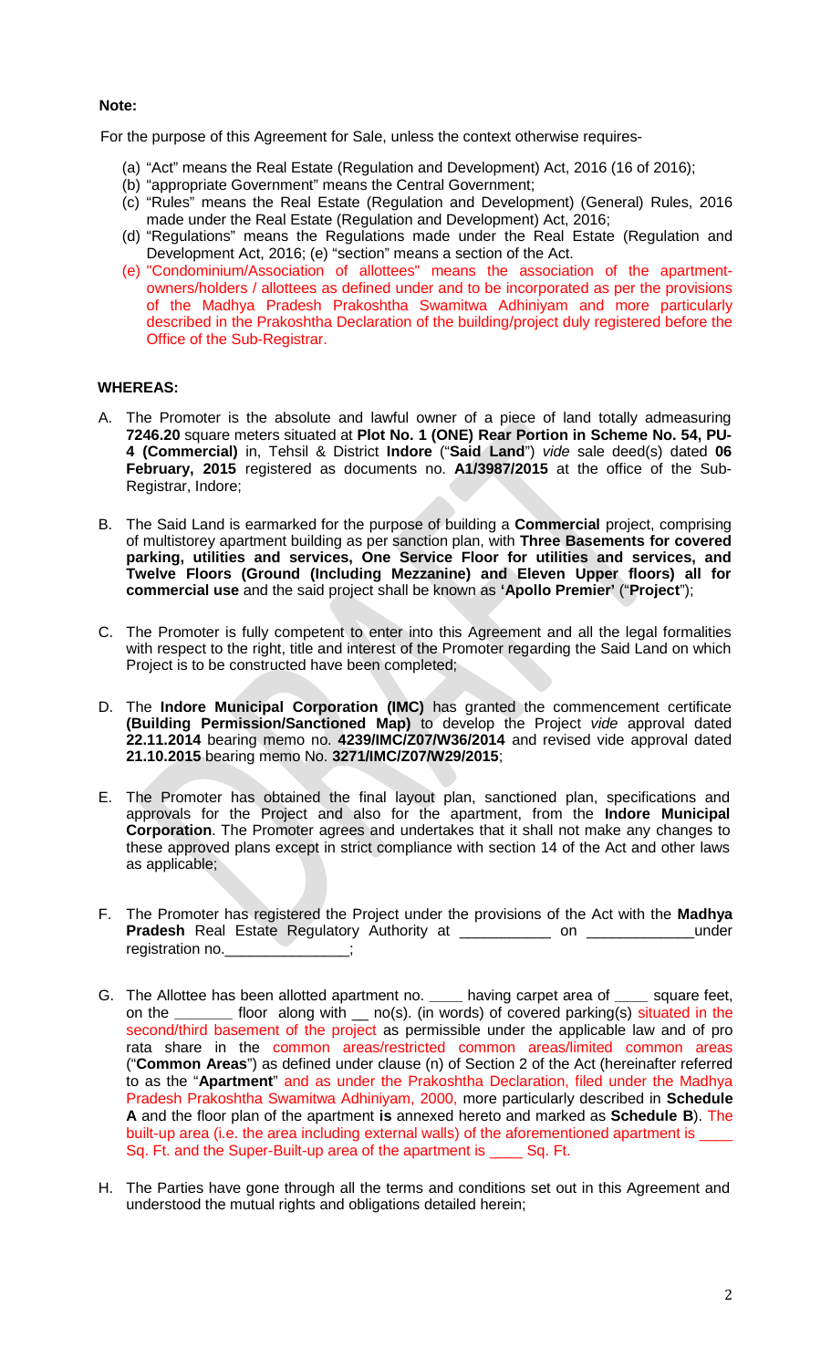**Note:**

For the purpose of this Agreement for Sale, unless the context otherwise requires-

(a) "Act" means the Real Estate (Regulation and Development) Act, 2016 (16 of 2016);
(b) "appropriate Government" means the Central Government;
(c) "Rules" means the Real Estate (Regulation and Development) (General) Rules, 2016 made under the Real Estate (Regulation and Development) Act, 2016;
(d) "Regulations" means the Regulations made under the Real Estate (Regulation and Development Act, 2016; (e) "section" means a section of the Act.
(e) "Condominium/Association of allottees" means the association of the apartment-owners/holders / allottees as defined under and to be incorporated as per the provisions of the Madhya Pradesh Prakoshtha Swamitwa Adhiniyam and more particularly described in the Prakoshtha Declaration of the building/project duly registered before the Office of the Sub-Registrar.

**WHEREAS:**

A. The Promoter is the absolute and lawful owner of a piece of land totally admeasuring **7246.20** square meters situated at **Plot No. 1 (ONE) Rear Portion in Scheme No. 54, PU-4 (Commercial)** in, Tehsil & District **Indore** ("**Said Land**") *vide* sale deed(s) dated **06 February, 2015** registered as documents no. **A1/3987/2015** at the office of the Sub-Registrar, Indore;

B. The Said Land is earmarked for the purpose of building a **Commercial** project, comprising of multistorey apartment building as per sanction plan, with **Three Basements for covered parking, utilities and services, One Service Floor for utilities and services, and Twelve Floors (Ground (Including Mezzanine) and Eleven Upper floors) all for commercial use** and the said project shall be known as **'Apollo Premier'** ("**Project**");

C. The Promoter is fully competent to enter into this Agreement and all the legal formalities with respect to the right, title and interest of the Promoter regarding the Said Land on which Project is to be constructed have been completed;

D. The **Indore Municipal Corporation (IMC)** has granted the commencement certificate **(Building Permission/Sanctioned Map)** to develop the Project *vide* approval dated **22.11.2014** bearing memo no. **4239/IMC/Z07/W36/2014** and revised vide approval dated **21.10.2015** bearing memo No. **3271/IMC/Z07/W29/2015**;

E. The Promoter has obtained the final layout plan, sanctioned plan, specifications and approvals for the Project and also for the apartment, from the **Indore Municipal Corporation**. The Promoter agrees and undertakes that it shall not make any changes to these approved plans except in strict compliance with section 14 of the Act and other laws as applicable;

F. The Promoter has registered the Project under the provisions of the Act with the **Madhya Pradesh** Real Estate Regulatory Authority at ___________ on _____________under registration no._______________;

G. The Allottee has been allotted apartment no. ____ having carpet area of ____ square feet, on the _______ floor along with __ no(s). (in words) of covered parking(s) situated in the second/third basement of the project as permissible under the applicable law and of pro rata share in the common areas/restricted common areas/limited common areas ("**Common Areas**") as defined under clause (n) of Section 2 of the Act (hereinafter referred to as the "**Apartment**" and as under the Prakoshtha Declaration, filed under the Madhya Pradesh Prakoshtha Swamitwa Adhiniyam, 2000, more particularly described in **Schedule A** and the floor plan of the apartment **is** annexed hereto and marked as **Schedule B**). The built-up area (i.e. the area including external walls) of the aforementioned apartment is ____ Sq. Ft. and the Super-Built-up area of the apartment is ____ Sq. Ft.

H. The Parties have gone through all the terms and conditions set out in this Agreement and understood the mutual rights and obligations detailed herein;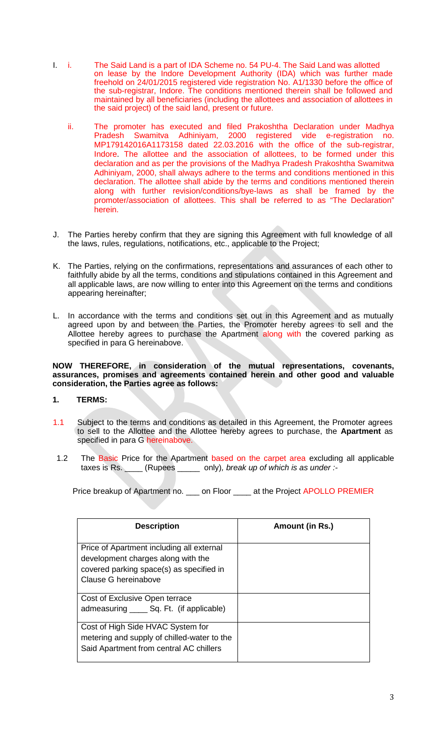I. i. The Said Land is a part of IDA Scheme no. 54 PU-4. The Said Land was allotted on lease by the Indore Development Authority (IDA) which was further made freehold on 24/01/2015 registered vide registration No. A1/1330 before the office of the sub-registrar, Indore. The conditions mentioned therein shall be followed and maintained by all beneficiaries (including the allottees and association of allottees in the said project) of the said land, present or future.

ii. The promoter has executed and filed Prakoshtha Declaration under Madhya Pradesh Swamitva Adhiniyam, 2000 registered vide e-registration no. MP179142016A1173158 dated 22.03.2016 with the office of the sub-registrar, Indore. The allottee and the association of allottees, to be formed under this declaration and as per the provisions of the Madhya Pradesh Prakoshtha Swamitwa Adhiniyam, 2000, shall always adhere to the terms and conditions mentioned in this declaration. The allottee shall abide by the terms and conditions mentioned therein along with further revision/conditions/bye-laws as shall be framed by the promoter/association of allottees. This shall be referred to as "The Declaration" herein.

J. The Parties hereby confirm that they are signing this Agreement with full knowledge of all the laws, rules, regulations, notifications, etc., applicable to the Project;

K. The Parties, relying on the confirmations, representations and assurances of each other to faithfully abide by all the terms, conditions and stipulations contained in this Agreement and all applicable laws, are now willing to enter into this Agreement on the terms and conditions appearing hereinafter;

L. In accordance with the terms and conditions set out in this Agreement and as mutually agreed upon by and between the Parties, the Promoter hereby agrees to sell and the Allottee hereby agrees to purchase the Apartment along with the covered parking as specified in para G hereinabove.

**NOW THEREFORE, in consideration of the mutual representations, covenants, assurances, promises and agreements contained herein and other good and valuable consideration, the Parties agree as follows:**

**1. TERMS:**

1.1 Subject to the terms and conditions as detailed in this Agreement, the Promoter agrees to sell to the Allottee and the Allottee hereby agrees to purchase, the **Apartment** as specified in para G hereinabove.

1.2 The Basic Price for the Apartment based on the carpet area excluding all applicable taxes is Rs. ____ (Rupees _____ only), *break up of which is as under :-*

Price breakup of Apartment no. ___ on Floor ____ at the Project APOLLO PREMIER

| Description | Amount (in Rs.) |
|---|---|
| Price of Apartment including all external development charges along with the covered parking space(s) as specified in Clause G hereinabove | |
| Cost of Exclusive Open terrace admeasuring ____ Sq. Ft. (if applicable) | |
| Cost of High Side HVAC System for metering and supply of chilled-water to the Said Apartment from central AC chillers | |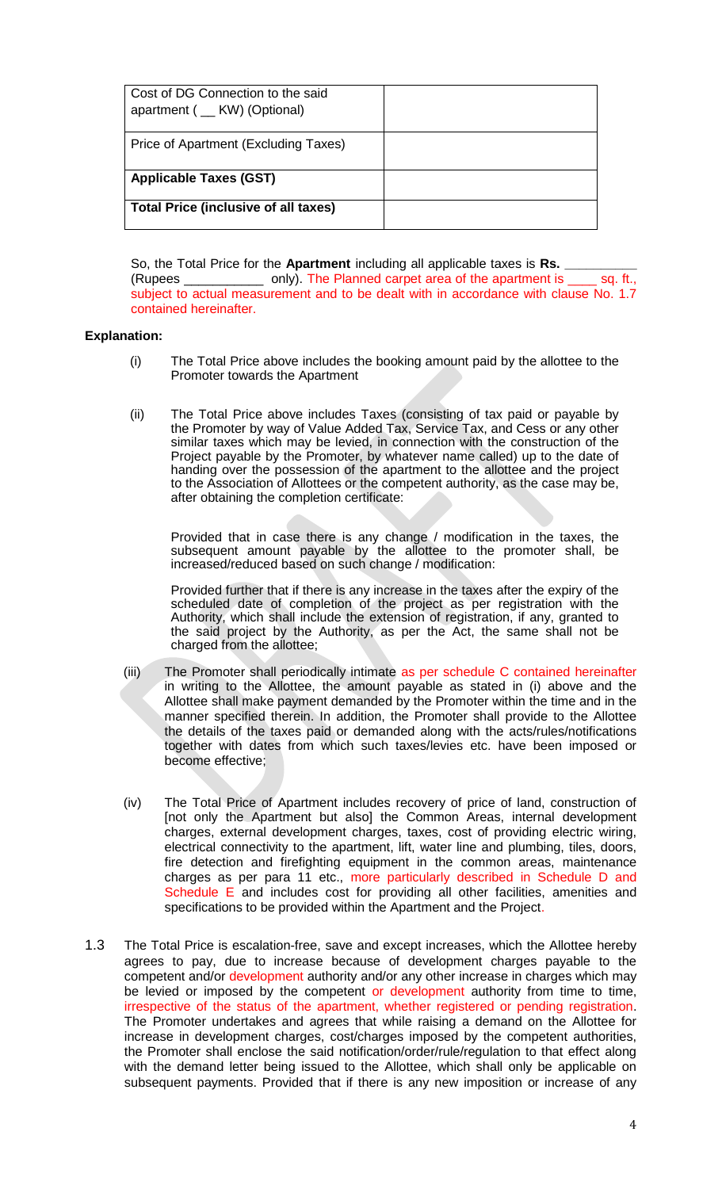| Cost of DG Connection to the said apartment ( __ KW) (Optional) | |
| --- | --- |
| Price of Apartment (Excluding Taxes) | |
| **Applicable Taxes (GST)** | |
| **Total Price (inclusive of all taxes)** | |

So, the Total Price for the **Apartment** including all applicable taxes is **Rs. __________** (Rupees ___________ only). The Planned carpet area of the apartment is ____ sq. ft., subject to actual measurement and to be dealt with in accordance with clause No. 1.7 contained hereinafter.

**Explanation:**

(i) The Total Price above includes the booking amount paid by the allottee to the Promoter towards the Apartment

(ii) The Total Price above includes Taxes (consisting of tax paid or payable by the Promoter by way of Value Added Tax, Service Tax, and Cess or any other similar taxes which may be levied, in connection with the construction of the Project payable by the Promoter, by whatever name called) up to the date of handing over the possession of the apartment to the allottee and the project to the Association of Allottees or the competent authority, as the case may be, after obtaining the completion certificate:

Provided that in case there is any change / modification in the taxes, the subsequent amount payable by the allottee to the promoter shall, be increased/reduced based on such change / modification:

Provided further that if there is any increase in the taxes after the expiry of the scheduled date of completion of the project as per registration with the Authority, which shall include the extension of registration, if any, granted to the said project by the Authority, as per the Act, the same shall not be charged from the allottee;

(iii) The Promoter shall periodically intimate as per schedule C contained hereinafter in writing to the Allottee, the amount payable as stated in (i) above and the Allottee shall make payment demanded by the Promoter within the time and in the manner specified therein. In addition, the Promoter shall provide to the Allottee the details of the taxes paid or demanded along with the acts/rules/notifications together with dates from which such taxes/levies etc. have been imposed or become effective;

(iv) The Total Price of Apartment includes recovery of price of land, construction of [not only the Apartment but also] the Common Areas, internal development charges, external development charges, taxes, cost of providing electric wiring, electrical connectivity to the apartment, lift, water line and plumbing, tiles, doors, fire detection and firefighting equipment in the common areas, maintenance charges as per para 11 etc., more particularly described in Schedule D and Schedule E and includes cost for providing all other facilities, amenities and specifications to be provided within the Apartment and the Project.

1.3 The Total Price is escalation-free, save and except increases, which the Allottee hereby agrees to pay, due to increase because of development charges payable to the competent and/or development authority and/or any other increase in charges which may be levied or imposed by the competent or development authority from time to time, irrespective of the status of the apartment, whether registered or pending registration. The Promoter undertakes and agrees that while raising a demand on the Allottee for increase in development charges, cost/charges imposed by the competent authorities, the Promoter shall enclose the said notification/order/rule/regulation to that effect along with the demand letter being issued to the Allottee, which shall only be applicable on subsequent payments. Provided that if there is any new imposition or increase of any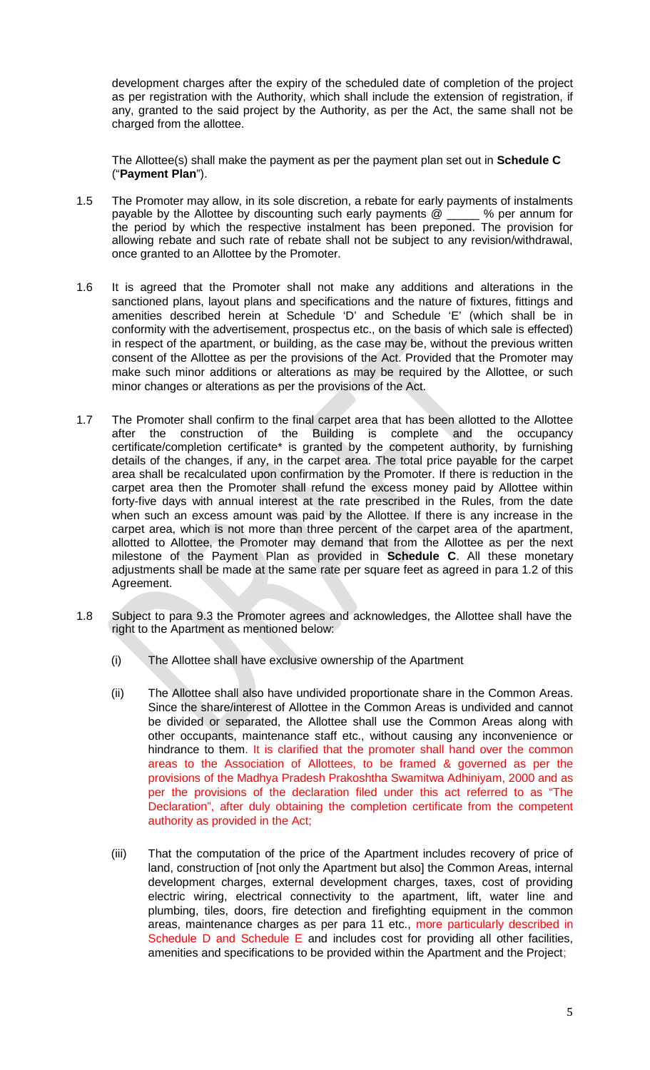development charges after the expiry of the scheduled date of completion of the project as per registration with the Authority, which shall include the extension of registration, if any, granted to the said project by the Authority, as per the Act, the same shall not be charged from the allottee.

The Allottee(s) shall make the payment as per the payment plan set out in **Schedule C** ("**Payment Plan**").

1.5 The Promoter may allow, in its sole discretion, a rebate for early payments of instalments payable by the Allottee by discounting such early payments @ _____ % per annum for the period by which the respective instalment has been preponed. The provision for allowing rebate and such rate of rebate shall not be subject to any revision/withdrawal, once granted to an Allottee by the Promoter.

1.6 It is agreed that the Promoter shall not make any additions and alterations in the sanctioned plans, layout plans and specifications and the nature of fixtures, fittings and amenities described herein at Schedule 'D' and Schedule 'E' (which shall be in conformity with the advertisement, prospectus etc., on the basis of which sale is effected) in respect of the apartment, or building, as the case may be, without the previous written consent of the Allottee as per the provisions of the Act. Provided that the Promoter may make such minor additions or alterations as may be required by the Allottee, or such minor changes or alterations as per the provisions of the Act.

1.7 The Promoter shall confirm to the final carpet area that has been allotted to the Allottee after the construction of the Building is complete and the occupancy certificate/completion certificate* is granted by the competent authority, by furnishing details of the changes, if any, in the carpet area. The total price payable for the carpet area shall be recalculated upon confirmation by the Promoter. If there is reduction in the carpet area then the Promoter shall refund the excess money paid by Allottee within forty-five days with annual interest at the rate prescribed in the Rules, from the date when such an excess amount was paid by the Allottee. If there is any increase in the carpet area, which is not more than three percent of the carpet area of the apartment, allotted to Allottee, the Promoter may demand that from the Allottee as per the next milestone of the Payment Plan as provided in **Schedule C**. All these monetary adjustments shall be made at the same rate per square feet as agreed in para 1.2 of this Agreement.

1.8 Subject to para 9.3 the Promoter agrees and acknowledges, the Allottee shall have the right to the Apartment as mentioned below:

(i) The Allottee shall have exclusive ownership of the Apartment

(ii) The Allottee shall also have undivided proportionate share in the Common Areas. Since the share/interest of Allottee in the Common Areas is undivided and cannot be divided or separated, the Allottee shall use the Common Areas along with other occupants, maintenance staff etc., without causing any inconvenience or hindrance to them. It is clarified that the promoter shall hand over the common areas to the Association of Allottees, to be framed & governed as per the provisions of the Madhya Pradesh Prakoshtha Swamitwa Adhiniyam, 2000 and as per the provisions of the declaration filed under this act referred to as "The Declaration", after duly obtaining the completion certificate from the competent authority as provided in the Act;

(iii) That the computation of the price of the Apartment includes recovery of price of land, construction of [not only the Apartment but also] the Common Areas, internal development charges, external development charges, taxes, cost of providing electric wiring, electrical connectivity to the apartment, lift, water line and plumbing, tiles, doors, fire detection and firefighting equipment in the common areas, maintenance charges as per para 11 etc., more particularly described in Schedule D and Schedule E and includes cost for providing all other facilities, amenities and specifications to be provided within the Apartment and the Project;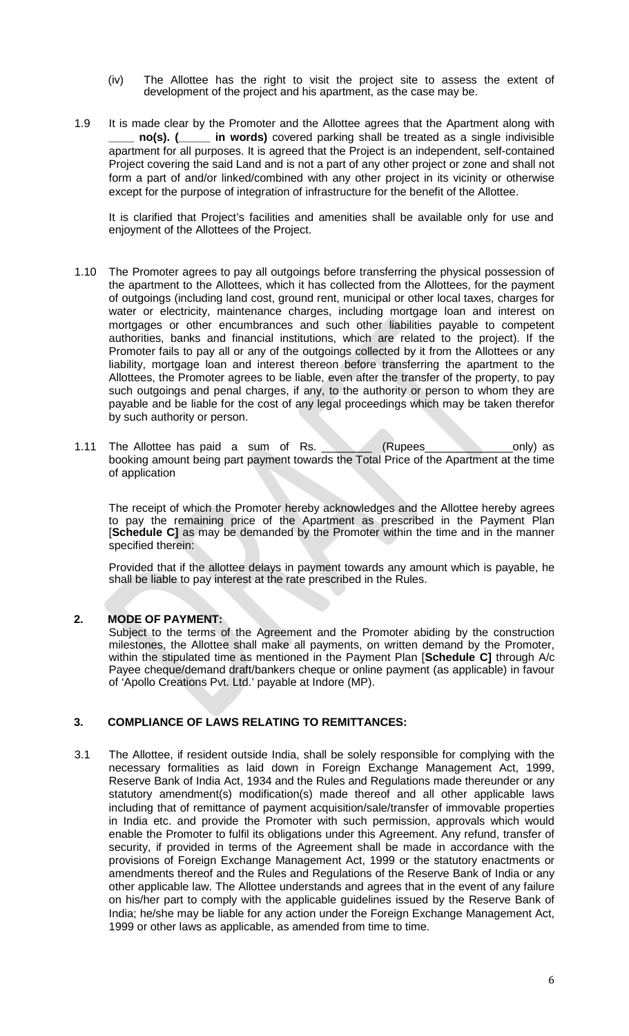(iv) The Allottee has the right to visit the project site to assess the extent of development of the project and his apartment, as the case may be.

1.9 It is made clear by the Promoter and the Allottee agrees that the Apartment along with ____ **no(s). (_____ in words)** covered parking shall be treated as a single indivisible apartment for all purposes. It is agreed that the Project is an independent, self-contained Project covering the said Land and is not a part of any other project or zone and shall not form a part of and/or linked/combined with any other project in its vicinity or otherwise except for the purpose of integration of infrastructure for the benefit of the Allottee.

It is clarified that Project's facilities and amenities shall be available only for use and enjoyment of the Allottees of the Project.

1.10 The Promoter agrees to pay all outgoings before transferring the physical possession of the apartment to the Allottees, which it has collected from the Allottees, for the payment of outgoings (including land cost, ground rent, municipal or other local taxes, charges for water or electricity, maintenance charges, including mortgage loan and interest on mortgages or other encumbrances and such other liabilities payable to competent authorities, banks and financial institutions, which are related to the project). If the Promoter fails to pay all or any of the outgoings collected by it from the Allottees or any liability, mortgage loan and interest thereon before transferring the apartment to the Allottees, the Promoter agrees to be liable, even after the transfer of the property, to pay such outgoings and penal charges, if any, to the authority or person to whom they are payable and be liable for the cost of any legal proceedings which may be taken therefor by such authority or person.

1.11 The Allottee has paid a sum of Rs. ________ (Rupees______________only) as booking amount being part payment towards the Total Price of the Apartment at the time of application

The receipt of which the Promoter hereby acknowledges and the Allottee hereby agrees to pay the remaining price of the Apartment as prescribed in the Payment Plan [**Schedule C]** as may be demanded by the Promoter within the time and in the manner specified therein:

Provided that if the allottee delays in payment towards any amount which is payable, he shall be liable to pay interest at the rate prescribed in the Rules.

## 2. MODE OF PAYMENT:

Subject to the terms of the Agreement and the Promoter abiding by the construction milestones, the Allottee shall make all payments, on written demand by the Promoter, within the stipulated time as mentioned in the Payment Plan [**Schedule C]** through A/c Payee cheque/demand draft/bankers cheque or online payment (as applicable) in favour of 'Apollo Creations Pvt. Ltd.' payable at Indore (MP).

## 3. COMPLIANCE OF LAWS RELATING TO REMITTANCES:

3.1 The Allottee, if resident outside India, shall be solely responsible for complying with the necessary formalities as laid down in Foreign Exchange Management Act, 1999, Reserve Bank of India Act, 1934 and the Rules and Regulations made thereunder or any statutory amendment(s) modification(s) made thereof and all other applicable laws including that of remittance of payment acquisition/sale/transfer of immovable properties in India etc. and provide the Promoter with such permission, approvals which would enable the Promoter to fulfil its obligations under this Agreement. Any refund, transfer of security, if provided in terms of the Agreement shall be made in accordance with the provisions of Foreign Exchange Management Act, 1999 or the statutory enactments or amendments thereof and the Rules and Regulations of the Reserve Bank of India or any other applicable law. The Allottee understands and agrees that in the event of any failure on his/her part to comply with the applicable guidelines issued by the Reserve Bank of India; he/she may be liable for any action under the Foreign Exchange Management Act, 1999 or other laws as applicable, as amended from time to time.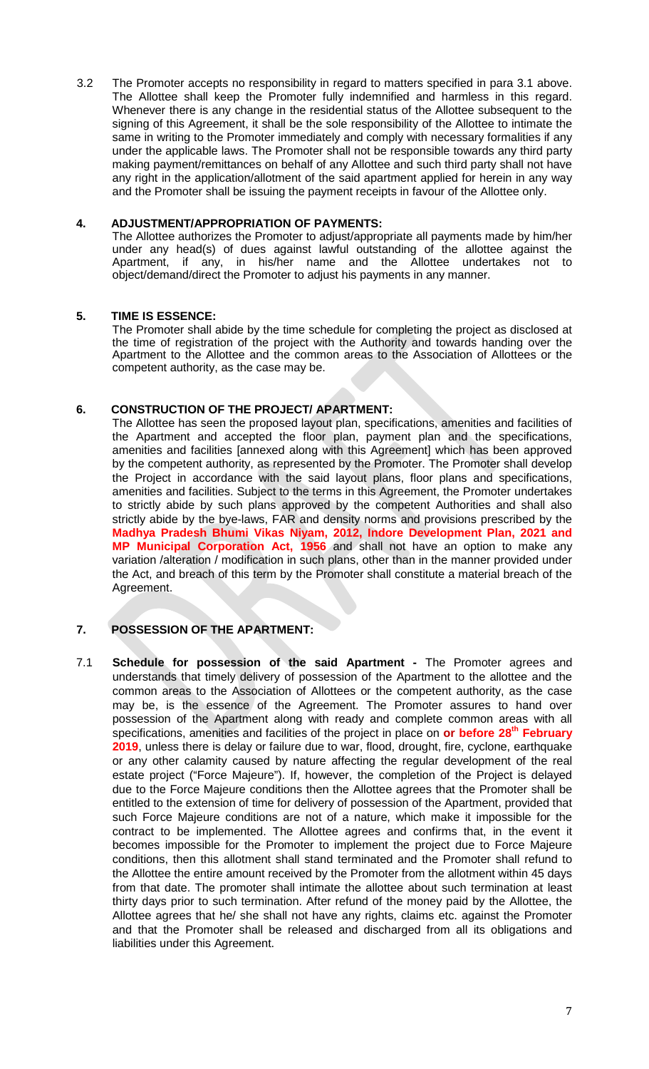3.2 The Promoter accepts no responsibility in regard to matters specified in para 3.1 above. The Allottee shall keep the Promoter fully indemnified and harmless in this regard. Whenever there is any change in the residential status of the Allottee subsequent to the signing of this Agreement, it shall be the sole responsibility of the Allottee to intimate the same in writing to the Promoter immediately and comply with necessary formalities if any under the applicable laws. The Promoter shall not be responsible towards any third party making payment/remittances on behalf of any Allottee and such third party shall not have any right in the application/allotment of the said apartment applied for herein in any way and the Promoter shall be issuing the payment receipts in favour of the Allottee only.

## 4. ADJUSTMENT/APPROPRIATION OF PAYMENTS:

The Allottee authorizes the Promoter to adjust/appropriate all payments made by him/her under any head(s) of dues against lawful outstanding of the allottee against the Apartment, if any, in his/her name and the Allottee undertakes not to object/demand/direct the Promoter to adjust his payments in any manner.

## 5. TIME IS ESSENCE:

The Promoter shall abide by the time schedule for completing the project as disclosed at the time of registration of the project with the Authority and towards handing over the Apartment to the Allottee and the common areas to the Association of Allottees or the competent authority, as the case may be.

## 6. CONSTRUCTION OF THE PROJECT/ APARTMENT:

The Allottee has seen the proposed layout plan, specifications, amenities and facilities of the Apartment and accepted the floor plan, payment plan and the specifications, amenities and facilities [annexed along with this Agreement] which has been approved by the competent authority, as represented by the Promoter. The Promoter shall develop the Project in accordance with the said layout plans, floor plans and specifications, amenities and facilities. Subject to the terms in this Agreement, the Promoter undertakes to strictly abide by such plans approved by the competent Authorities and shall also strictly abide by the bye-laws, FAR and density norms and provisions prescribed by the **Madhya Pradesh Bhumi Vikas Niyam, 2012, Indore Development Plan, 2021 and MP Municipal Corporation Act, 1956** and shall not have an option to make any variation /alteration / modification in such plans, other than in the manner provided under the Act, and breach of this term by the Promoter shall constitute a material breach of the Agreement.

## 7. POSSESSION OF THE APARTMENT:

7.1 **Schedule for possession of the said Apartment -** The Promoter agrees and understands that timely delivery of possession of the Apartment to the allottee and the common areas to the Association of Allottees or the competent authority, as the case may be, is the essence of the Agreement. The Promoter assures to hand over possession of the Apartment along with ready and complete common areas with all specifications, amenities and facilities of the project in place on **or before 28th February 2019**, unless there is delay or failure due to war, flood, drought, fire, cyclone, earthquake or any other calamity caused by nature affecting the regular development of the real estate project ("Force Majeure"). If, however, the completion of the Project is delayed due to the Force Majeure conditions then the Allottee agrees that the Promoter shall be entitled to the extension of time for delivery of possession of the Apartment, provided that such Force Majeure conditions are not of a nature, which make it impossible for the contract to be implemented. The Allottee agrees and confirms that, in the event it becomes impossible for the Promoter to implement the project due to Force Majeure conditions, then this allotment shall stand terminated and the Promoter shall refund to the Allottee the entire amount received by the Promoter from the allotment within 45 days from that date. The promoter shall intimate the allottee about such termination at least thirty days prior to such termination. After refund of the money paid by the Allottee, the Allottee agrees that he/ she shall not have any rights, claims etc. against the Promoter and that the Promoter shall be released and discharged from all its obligations and liabilities under this Agreement.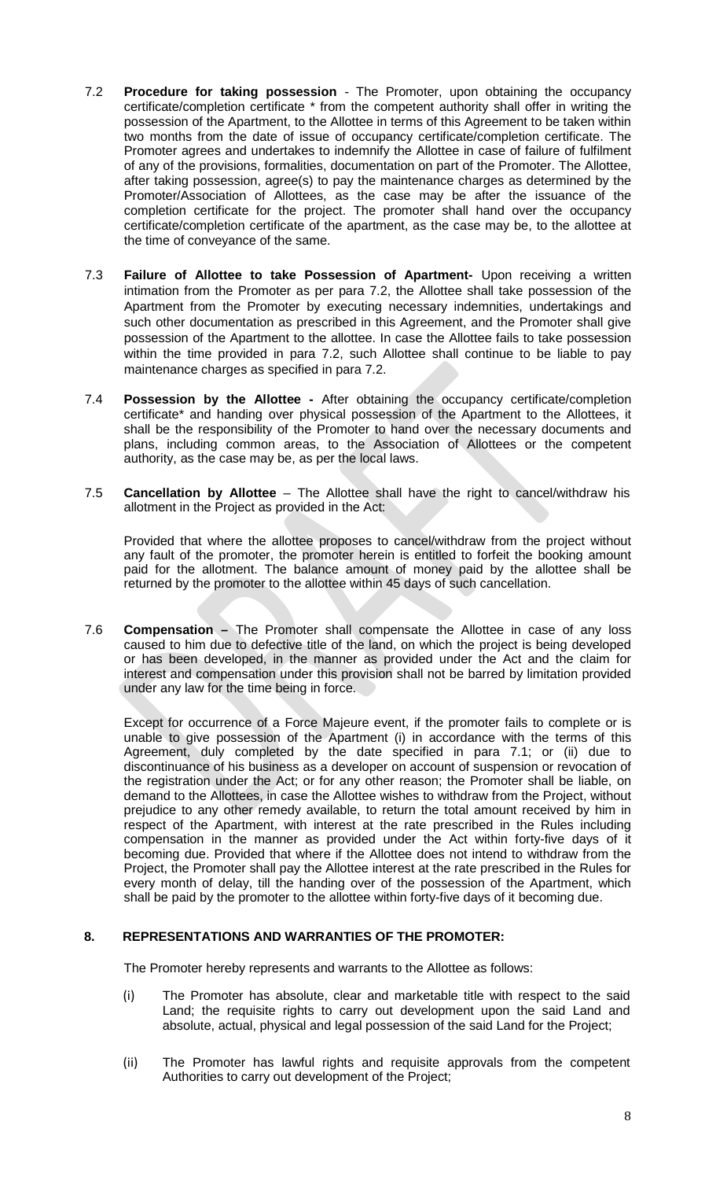7.2 **Procedure for taking possession** - The Promoter, upon obtaining the occupancy certificate/completion certificate * from the competent authority shall offer in writing the possession of the Apartment, to the Allottee in terms of this Agreement to be taken within two months from the date of issue of occupancy certificate/completion certificate. The Promoter agrees and undertakes to indemnify the Allottee in case of failure of fulfilment of any of the provisions, formalities, documentation on part of the Promoter. The Allottee, after taking possession, agree(s) to pay the maintenance charges as determined by the Promoter/Association of Allottees, as the case may be after the issuance of the completion certificate for the project. The promoter shall hand over the occupancy certificate/completion certificate of the apartment, as the case may be, to the allottee at the time of conveyance of the same.

7.3 **Failure of Allottee to take Possession of Apartment-** Upon receiving a written intimation from the Promoter as per para 7.2, the Allottee shall take possession of the Apartment from the Promoter by executing necessary indemnities, undertakings and such other documentation as prescribed in this Agreement, and the Promoter shall give possession of the Apartment to the allottee. In case the Allottee fails to take possession within the time provided in para 7.2, such Allottee shall continue to be liable to pay maintenance charges as specified in para 7.2.

7.4 **Possession by the Allottee -** After obtaining the occupancy certificate/completion certificate* and handing over physical possession of the Apartment to the Allottees, it shall be the responsibility of the Promoter to hand over the necessary documents and plans, including common areas, to the Association of Allottees or the competent authority, as the case may be, as per the local laws.

7.5 **Cancellation by Allottee** – The Allottee shall have the right to cancel/withdraw his allotment in the Project as provided in the Act:

Provided that where the allottee proposes to cancel/withdraw from the project without any fault of the promoter, the promoter herein is entitled to forfeit the booking amount paid for the allotment. The balance amount of money paid by the allottee shall be returned by the promoter to the allottee within 45 days of such cancellation.

7.6 **Compensation –** The Promoter shall compensate the Allottee in case of any loss caused to him due to defective title of the land, on which the project is being developed or has been developed, in the manner as provided under the Act and the claim for interest and compensation under this provision shall not be barred by limitation provided under any law for the time being in force.

Except for occurrence of a Force Majeure event, if the promoter fails to complete or is unable to give possession of the Apartment (i) in accordance with the terms of this Agreement, duly completed by the date specified in para 7.1; or (ii) due to discontinuance of his business as a developer on account of suspension or revocation of the registration under the Act; or for any other reason; the Promoter shall be liable, on demand to the Allottees, in case the Allottee wishes to withdraw from the Project, without prejudice to any other remedy available, to return the total amount received by him in respect of the Apartment, with interest at the rate prescribed in the Rules including compensation in the manner as provided under the Act within forty-five days of it becoming due. Provided that where if the Allottee does not intend to withdraw from the Project, the Promoter shall pay the Allottee interest at the rate prescribed in the Rules for every month of delay, till the handing over of the possession of the Apartment, which shall be paid by the promoter to the allottee within forty-five days of it becoming due.

## 8. REPRESENTATIONS AND WARRANTIES OF THE PROMOTER:

The Promoter hereby represents and warrants to the Allottee as follows:

(i) The Promoter has absolute, clear and marketable title with respect to the said Land; the requisite rights to carry out development upon the said Land and absolute, actual, physical and legal possession of the said Land for the Project;

(ii) The Promoter has lawful rights and requisite approvals from the competent Authorities to carry out development of the Project;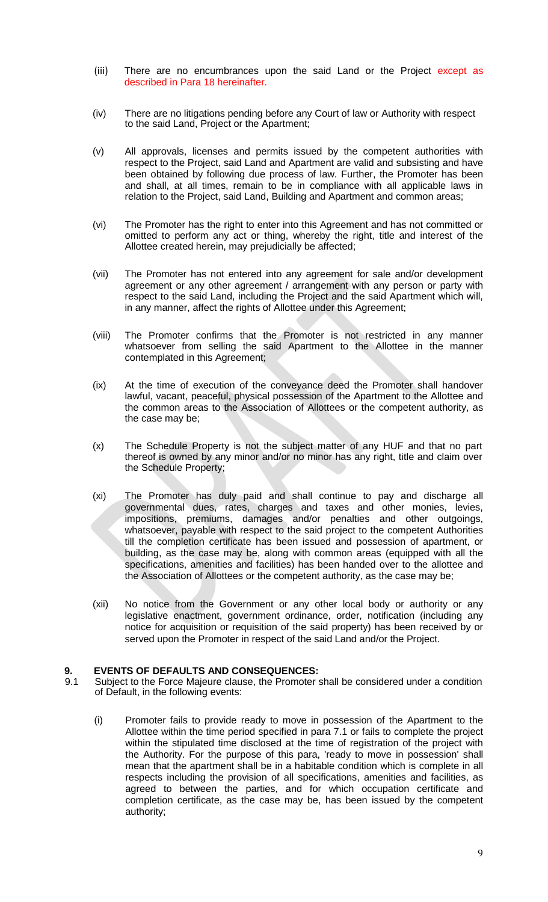(iii) There are no encumbrances upon the said Land or the Project except as described in Para 18 hereinafter.

(iv) There are no litigations pending before any Court of law or Authority with respect to the said Land, Project or the Apartment;

(v) All approvals, licenses and permits issued by the competent authorities with respect to the Project, said Land and Apartment are valid and subsisting and have been obtained by following due process of law. Further, the Promoter has been and shall, at all times, remain to be in compliance with all applicable laws in relation to the Project, said Land, Building and Apartment and common areas;

(vi) The Promoter has the right to enter into this Agreement and has not committed or omitted to perform any act or thing, whereby the right, title and interest of the Allottee created herein, may prejudicially be affected;

(vii) The Promoter has not entered into any agreement for sale and/or development agreement or any other agreement / arrangement with any person or party with respect to the said Land, including the Project and the said Apartment which will, in any manner, affect the rights of Allottee under this Agreement;

(viii) The Promoter confirms that the Promoter is not restricted in any manner whatsoever from selling the said Apartment to the Allottee in the manner contemplated in this Agreement;

(ix) At the time of execution of the conveyance deed the Promoter shall handover lawful, vacant, peaceful, physical possession of the Apartment to the Allottee and the common areas to the Association of Allottees or the competent authority, as the case may be;

(x) The Schedule Property is not the subject matter of any HUF and that no part thereof is owned by any minor and/or no minor has any right, title and claim over the Schedule Property;

(xi) The Promoter has duly paid and shall continue to pay and discharge all governmental dues, rates, charges and taxes and other monies, levies, impositions, premiums, damages and/or penalties and other outgoings, whatsoever, payable with respect to the said project to the competent Authorities till the completion certificate has been issued and possession of apartment, or building, as the case may be, along with common areas (equipped with all the specifications, amenities and facilities) has been handed over to the allottee and the Association of Allottees or the competent authority, as the case may be;

(xii) No notice from the Government or any other local body or authority or any legislative enactment, government ordinance, order, notification (including any notice for acquisition or requisition of the said property) has been received by or served upon the Promoter in respect of the said Land and/or the Project.

## 9. EVENTS OF DEFAULTS AND CONSEQUENCES:

9.1 Subject to the Force Majeure clause, the Promoter shall be considered under a condition of Default, in the following events:

(i) Promoter fails to provide ready to move in possession of the Apartment to the Allottee within the time period specified in para 7.1 or fails to complete the project within the stipulated time disclosed at the time of registration of the project with the Authority. For the purpose of this para, 'ready to move in possession' shall mean that the apartment shall be in a habitable condition which is complete in all respects including the provision of all specifications, amenities and facilities, as agreed to between the parties, and for which occupation certificate and completion certificate, as the case may be, has been issued by the competent authority;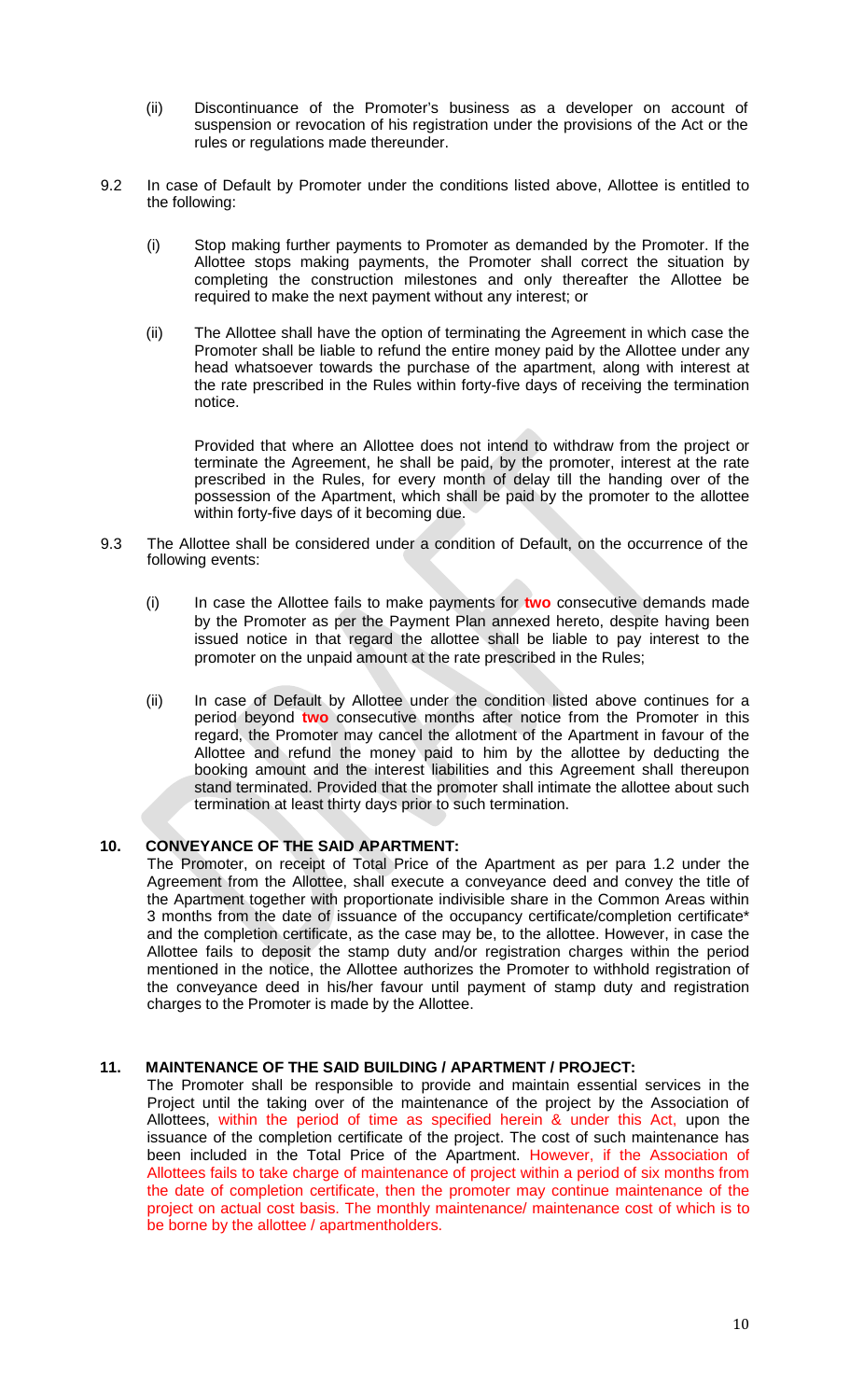(ii) Discontinuance of the Promoter's business as a developer on account of suspension or revocation of his registration under the provisions of the Act or the rules or regulations made thereunder.

9.2 In case of Default by Promoter under the conditions listed above, Allottee is entitled to the following:

(i) Stop making further payments to Promoter as demanded by the Promoter. If the Allottee stops making payments, the Promoter shall correct the situation by completing the construction milestones and only thereafter the Allottee be required to make the next payment without any interest; or

(ii) The Allottee shall have the option of terminating the Agreement in which case the Promoter shall be liable to refund the entire money paid by the Allottee under any head whatsoever towards the purchase of the apartment, along with interest at the rate prescribed in the Rules within forty-five days of receiving the termination notice.

Provided that where an Allottee does not intend to withdraw from the project or terminate the Agreement, he shall be paid, by the promoter, interest at the rate prescribed in the Rules, for every month of delay till the handing over of the possession of the Apartment, which shall be paid by the promoter to the allottee within forty-five days of it becoming due.

9.3 The Allottee shall be considered under a condition of Default, on the occurrence of the following events:

(i) In case the Allottee fails to make payments for **two** consecutive demands made by the Promoter as per the Payment Plan annexed hereto, despite having been issued notice in that regard the allottee shall be liable to pay interest to the promoter on the unpaid amount at the rate prescribed in the Rules;

(ii) In case of Default by Allottee under the condition listed above continues for a period beyond **two** consecutive months after notice from the Promoter in this regard, the Promoter may cancel the allotment of the Apartment in favour of the Allottee and refund the money paid to him by the allottee by deducting the booking amount and the interest liabilities and this Agreement shall thereupon stand terminated. Provided that the promoter shall intimate the allottee about such termination at least thirty days prior to such termination.

## 10. CONVEYANCE OF THE SAID APARTMENT:

The Promoter, on receipt of Total Price of the Apartment as per para 1.2 under the Agreement from the Allottee, shall execute a conveyance deed and convey the title of the Apartment together with proportionate indivisible share in the Common Areas within 3 months from the date of issuance of the occupancy certificate/completion certificate* and the completion certificate, as the case may be, to the allottee. However, in case the Allottee fails to deposit the stamp duty and/or registration charges within the period mentioned in the notice, the Allottee authorizes the Promoter to withhold registration of the conveyance deed in his/her favour until payment of stamp duty and registration charges to the Promoter is made by the Allottee.

## 11. MAINTENANCE OF THE SAID BUILDING / APARTMENT / PROJECT:

The Promoter shall be responsible to provide and maintain essential services in the Project until the taking over of the maintenance of the project by the Association of Allottees, within the period of time as specified herein & under this Act, upon the issuance of the completion certificate of the project. The cost of such maintenance has been included in the Total Price of the Apartment. However, if the Association of Allottees fails to take charge of maintenance of project within a period of six months from the date of completion certificate, then the promoter may continue maintenance of the project on actual cost basis. The monthly maintenance/ maintenance cost of which is to be borne by the allottee / apartmentholders.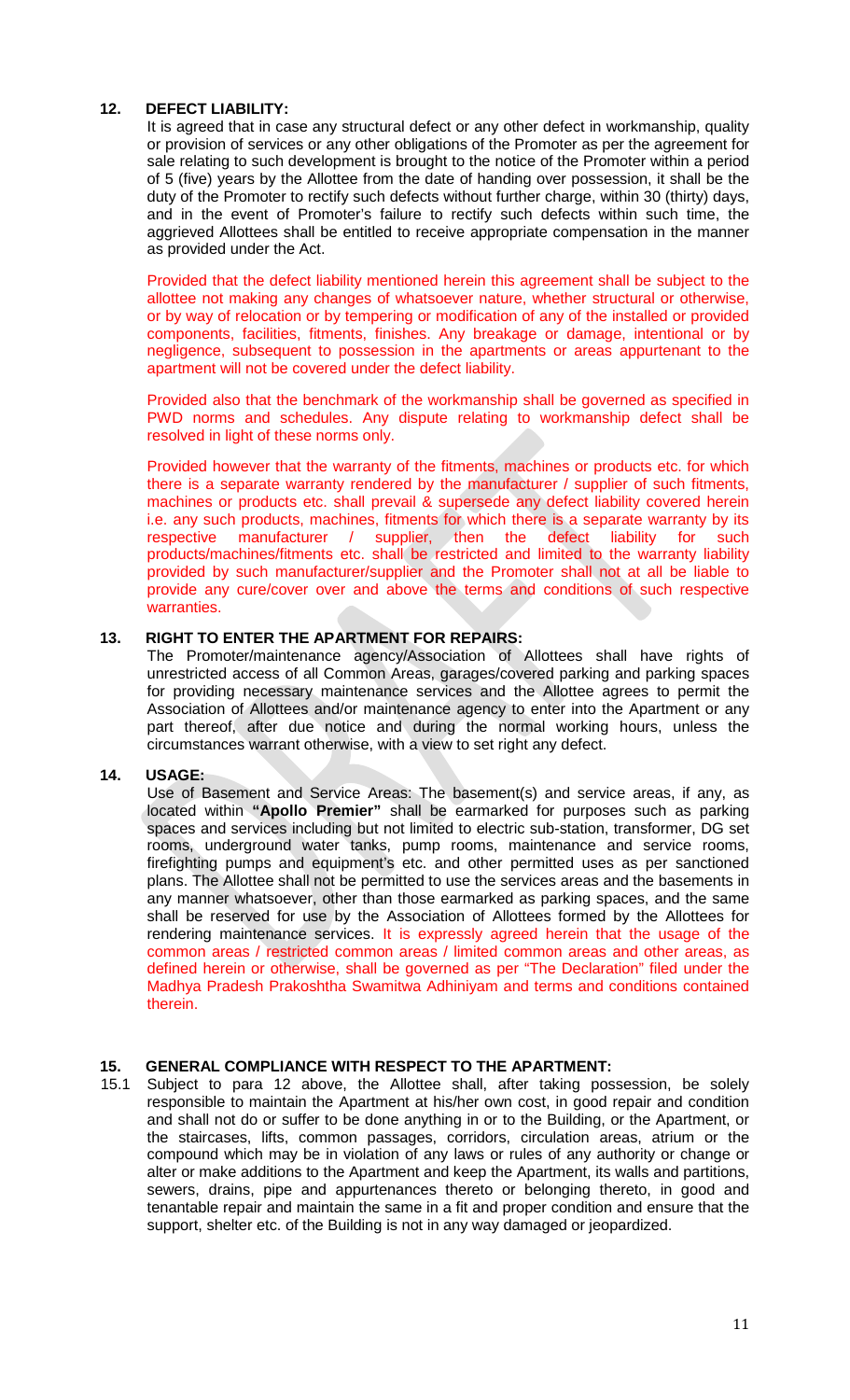## 12. DEFECT LIABILITY:

It is agreed that in case any structural defect or any other defect in workmanship, quality or provision of services or any other obligations of the Promoter as per the agreement for sale relating to such development is brought to the notice of the Promoter within a period of 5 (five) years by the Allottee from the date of handing over possession, it shall be the duty of the Promoter to rectify such defects without further charge, within 30 (thirty) days, and in the event of Promoter's failure to rectify such defects within such time, the aggrieved Allottees shall be entitled to receive appropriate compensation in the manner as provided under the Act.

Provided that the defect liability mentioned herein this agreement shall be subject to the allottee not making any changes of whatsoever nature, whether structural or otherwise, or by way of relocation or by tempering or modification of any of the installed or provided components, facilities, fitments, finishes. Any breakage or damage, intentional or by negligence, subsequent to possession in the apartments or areas appurtenant to the apartment will not be covered under the defect liability.

Provided also that the benchmark of the workmanship shall be governed as specified in PWD norms and schedules. Any dispute relating to workmanship defect shall be resolved in light of these norms only.

Provided however that the warranty of the fitments, machines or products etc. for which there is a separate warranty rendered by the manufacturer / supplier of such fitments, machines or products etc. shall prevail & supersede any defect liability covered herein i.e. any such products, machines, fitments for which there is a separate warranty by its respective manufacturer / supplier, then the defect liability for such products/machines/fitments etc. shall be restricted and limited to the warranty liability provided by such manufacturer/supplier and the Promoter shall not at all be liable to provide any cure/cover over and above the terms and conditions of such respective warranties.

## 13. RIGHT TO ENTER THE APARTMENT FOR REPAIRS:

The Promoter/maintenance agency/Association of Allottees shall have rights of unrestricted access of all Common Areas, garages/covered parking and parking spaces for providing necessary maintenance services and the Allottee agrees to permit the Association of Allottees and/or maintenance agency to enter into the Apartment or any part thereof, after due notice and during the normal working hours, unless the circumstances warrant otherwise, with a view to set right any defect.

## 14. USAGE:

Use of Basement and Service Areas: The basement(s) and service areas, if any, as located within **"Apollo Premier"** shall be earmarked for purposes such as parking spaces and services including but not limited to electric sub-station, transformer, DG set rooms, underground water tanks, pump rooms, maintenance and service rooms, firefighting pumps and equipment's etc. and other permitted uses as per sanctioned plans. The Allottee shall not be permitted to use the services areas and the basements in any manner whatsoever, other than those earmarked as parking spaces, and the same shall be reserved for use by the Association of Allottees formed by the Allottees for rendering maintenance services. It is expressly agreed herein that the usage of the common areas / restricted common areas / limited common areas and other areas, as defined herein or otherwise, shall be governed as per "The Declaration" filed under the Madhya Pradesh Prakoshtha Swamitwa Adhiniyam and terms and conditions contained therein.

## 15. GENERAL COMPLIANCE WITH RESPECT TO THE APARTMENT:

15.1 Subject to para 12 above, the Allottee shall, after taking possession, be solely responsible to maintain the Apartment at his/her own cost, in good repair and condition and shall not do or suffer to be done anything in or to the Building, or the Apartment, or the staircases, lifts, common passages, corridors, circulation areas, atrium or the compound which may be in violation of any laws or rules of any authority or change or alter or make additions to the Apartment and keep the Apartment, its walls and partitions, sewers, drains, pipe and appurtenances thereto or belonging thereto, in good and tenantable repair and maintain the same in a fit and proper condition and ensure that the support, shelter etc. of the Building is not in any way damaged or jeopardized.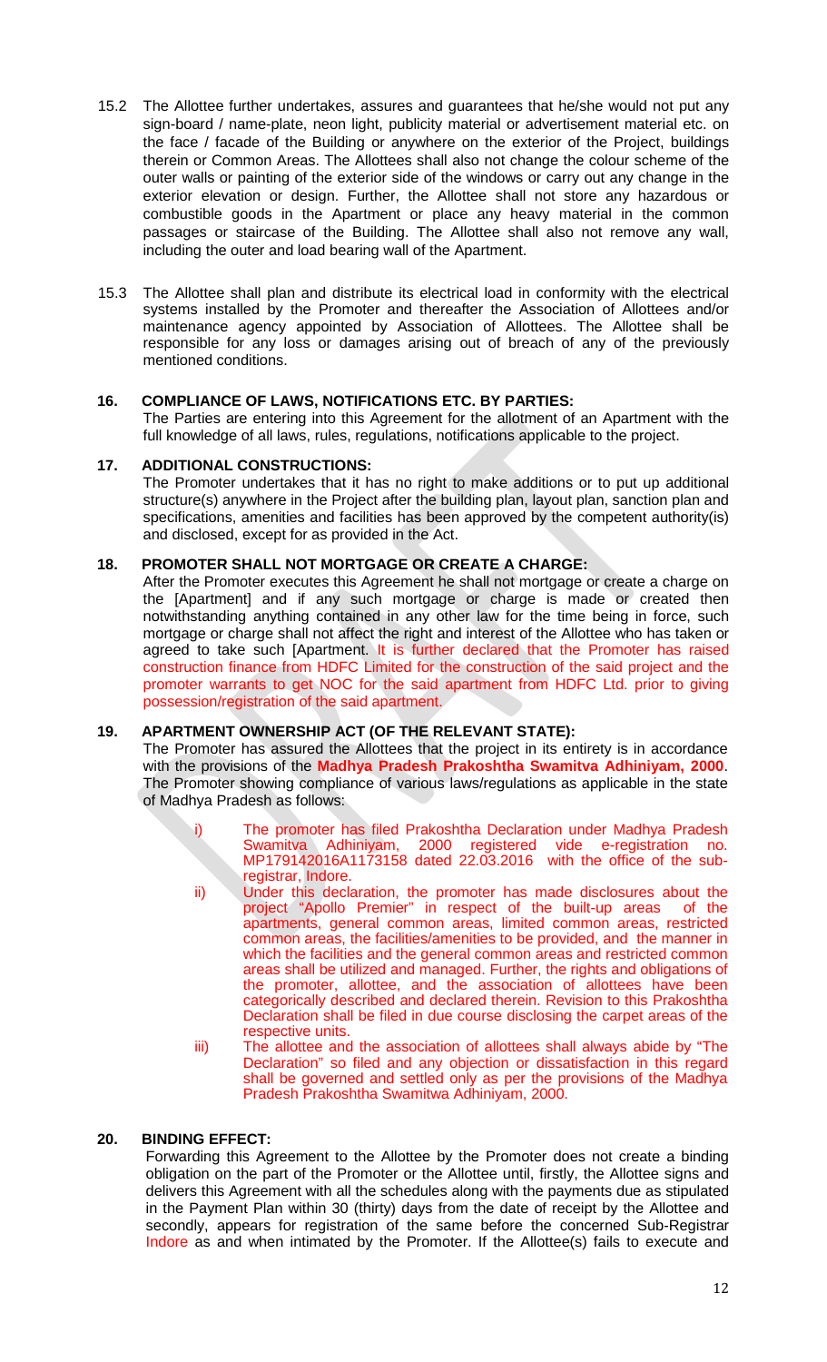15.2 The Allottee further undertakes, assures and guarantees that he/she would not put any sign-board / name-plate, neon light, publicity material or advertisement material etc. on the face / facade of the Building or anywhere on the exterior of the Project, buildings therein or Common Areas. The Allottees shall also not change the colour scheme of the outer walls or painting of the exterior side of the windows or carry out any change in the exterior elevation or design. Further, the Allottee shall not store any hazardous or combustible goods in the Apartment or place any heavy material in the common passages or staircase of the Building. The Allottee shall also not remove any wall, including the outer and load bearing wall of the Apartment.

15.3 The Allottee shall plan and distribute its electrical load in conformity with the electrical systems installed by the Promoter and thereafter the Association of Allottees and/or maintenance agency appointed by Association of Allottees. The Allottee shall be responsible for any loss or damages arising out of breach of any of the previously mentioned conditions.

**16. COMPLIANCE OF LAWS, NOTIFICATIONS ETC. BY PARTIES:**

The Parties are entering into this Agreement for the allotment of an Apartment with the full knowledge of all laws, rules, regulations, notifications applicable to the project.

**17. ADDITIONAL CONSTRUCTIONS:**

The Promoter undertakes that it has no right to make additions or to put up additional structure(s) anywhere in the Project after the building plan, layout plan, sanction plan and specifications, amenities and facilities has been approved by the competent authority(is) and disclosed, except for as provided in the Act.

**18. PROMOTER SHALL NOT MORTGAGE OR CREATE A CHARGE:**

After the Promoter executes this Agreement he shall not mortgage or create a charge on the [Apartment] and if any such mortgage or charge is made or created then notwithstanding anything contained in any other law for the time being in force, such mortgage or charge shall not affect the right and interest of the Allottee who has taken or agreed to take such [Apartment. It is further declared that the Promoter has raised construction finance from HDFC Limited for the construction of the said project and the promoter warrants to get NOC for the said apartment from HDFC Ltd. prior to giving possession/registration of the said apartment.

**19. APARTMENT OWNERSHIP ACT (OF THE RELEVANT STATE):**

The Promoter has assured the Allottees that the project in its entirety is in accordance with the provisions of the **Madhya Pradesh Prakoshtha Swamitva Adhiniyam, 2000**. The Promoter showing compliance of various laws/regulations as applicable in the state of Madhya Pradesh as follows:

i) The promoter has filed Prakoshtha Declaration under Madhya Pradesh Swamitva Adhiniyam, 2000 registered vide e-registration no. MP179142016A1173158 dated 22.03.2016 with the office of the sub-registrar, Indore.

ii) Under this declaration, the promoter has made disclosures about the project "Apollo Premier" in respect of the built-up areas of the apartments, general common areas, limited common areas, restricted common areas, the facilities/amenities to be provided, and the manner in which the facilities and the general common areas and restricted common areas shall be utilized and managed. Further, the rights and obligations of the promoter, allottee, and the association of allottees have been categorically described and declared therein. Revision to this Prakoshtha Declaration shall be filed in due course disclosing the carpet areas of the respective units.

iii) The allottee and the association of allottees shall always abide by "The Declaration" so filed and any objection or dissatisfaction in this regard shall be governed and settled only as per the provisions of the Madhya Pradesh Prakoshtha Swamitwa Adhiniyam, 2000.

**20. BINDING EFFECT:**

Forwarding this Agreement to the Allottee by the Promoter does not create a binding obligation on the part of the Promoter or the Allottee until, firstly, the Allottee signs and delivers this Agreement with all the schedules along with the payments due as stipulated in the Payment Plan within 30 (thirty) days from the date of receipt by the Allottee and secondly, appears for registration of the same before the concerned Sub-Registrar Indore as and when intimated by the Promoter. If the Allottee(s) fails to execute and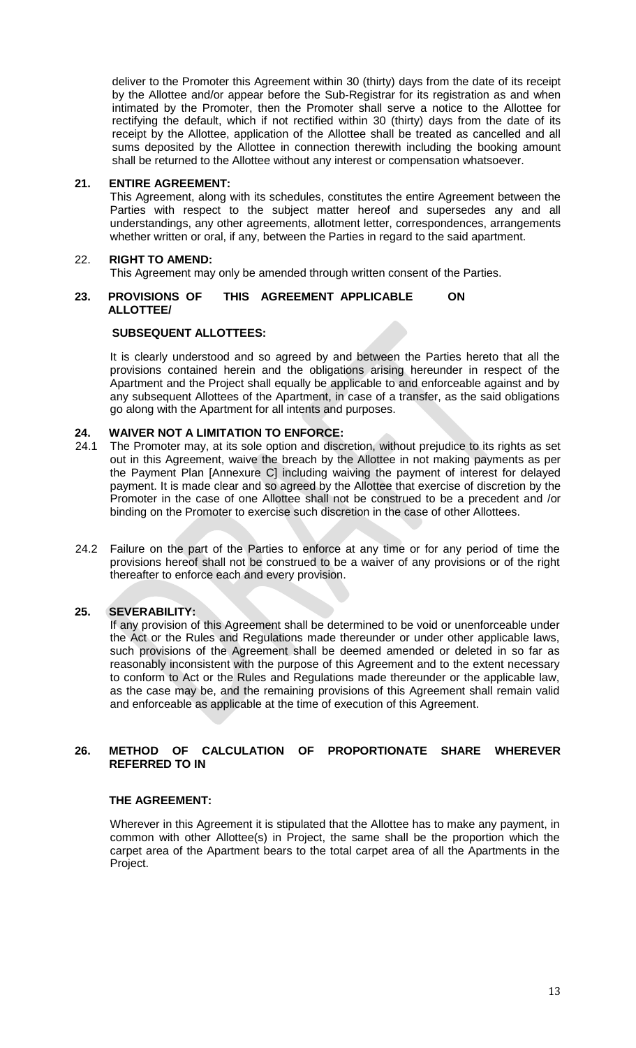deliver to the Promoter this Agreement within 30 (thirty) days from the date of its receipt by the Allottee and/or appear before the Sub-Registrar for its registration as and when intimated by the Promoter, then the Promoter shall serve a notice to the Allottee for rectifying the default, which if not rectified within 30 (thirty) days from the date of its receipt by the Allottee, application of the Allottee shall be treated as cancelled and all sums deposited by the Allottee in connection therewith including the booking amount shall be returned to the Allottee without any interest or compensation whatsoever.

**21. ENTIRE AGREEMENT:**

This Agreement, along with its schedules, constitutes the entire Agreement between the Parties with respect to the subject matter hereof and supersedes any and all understandings, any other agreements, allotment letter, correspondences, arrangements whether written or oral, if any, between the Parties in regard to the said apartment.

**22. RIGHT TO AMEND:**

This Agreement may only be amended through written consent of the Parties.

**23. PROVISIONS OF THIS AGREEMENT APPLICABLE ON ALLOTTEE/ SUBSEQUENT ALLOTTEES:**

It is clearly understood and so agreed by and between the Parties hereto that all the provisions contained herein and the obligations arising hereunder in respect of the Apartment and the Project shall equally be applicable to and enforceable against and by any subsequent Allottees of the Apartment, in case of a transfer, as the said obligations go along with the Apartment for all intents and purposes.

**24. WAIVER NOT A LIMITATION TO ENFORCE:**

24.1 The Promoter may, at its sole option and discretion, without prejudice to its rights as set out in this Agreement, waive the breach by the Allottee in not making payments as per the Payment Plan [Annexure C] including waiving the payment of interest for delayed payment. It is made clear and so agreed by the Allottee that exercise of discretion by the Promoter in the case of one Allottee shall not be construed to be a precedent and /or binding on the Promoter to exercise such discretion in the case of other Allottees.

24.2 Failure on the part of the Parties to enforce at any time or for any period of time the provisions hereof shall not be construed to be a waiver of any provisions or of the right thereafter to enforce each and every provision.

**25. SEVERABILITY:**

If any provision of this Agreement shall be determined to be void or unenforceable under the Act or the Rules and Regulations made thereunder or under other applicable laws, such provisions of the Agreement shall be deemed amended or deleted in so far as reasonably inconsistent with the purpose of this Agreement and to the extent necessary to conform to Act or the Rules and Regulations made thereunder or the applicable law, as the case may be, and the remaining provisions of this Agreement shall remain valid and enforceable as applicable at the time of execution of this Agreement.

**26. METHOD OF CALCULATION OF PROPORTIONATE SHARE WHEREVER REFERRED TO IN THE AGREEMENT:**

Wherever in this Agreement it is stipulated that the Allottee has to make any payment, in common with other Allottee(s) in Project, the same shall be the proportion which the carpet area of the Apartment bears to the total carpet area of all the Apartments in the Project.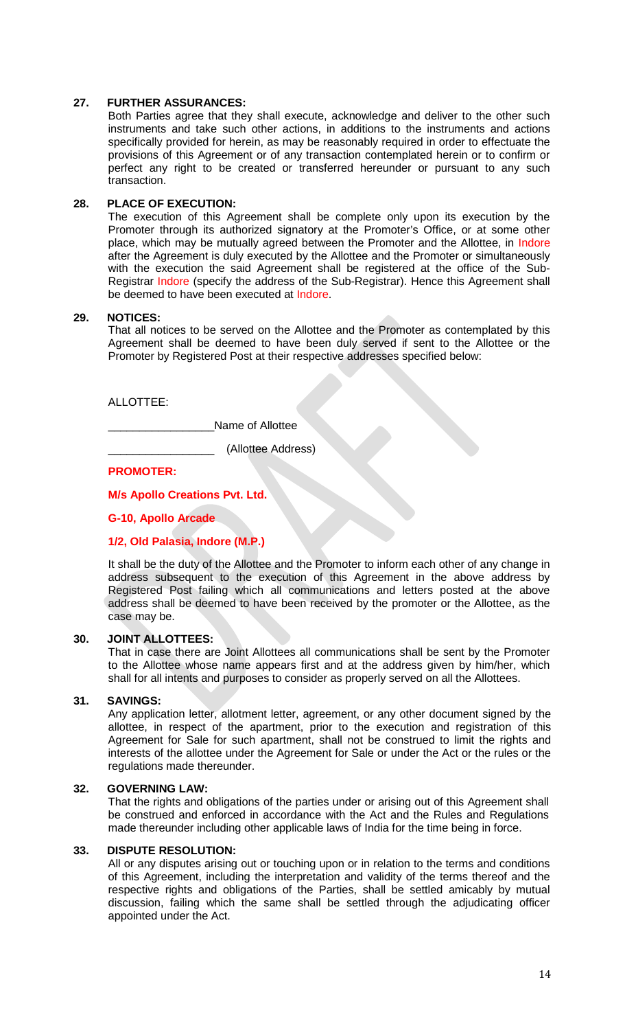### 27. FURTHER ASSURANCES:

Both Parties agree that they shall execute, acknowledge and deliver to the other such instruments and take such other actions, in additions to the instruments and actions specifically provided for herein, as may be reasonably required in order to effectuate the provisions of this Agreement or of any transaction contemplated herein or to confirm or perfect any right to be created or transferred hereunder or pursuant to any such transaction.

### 28. PLACE OF EXECUTION:

The execution of this Agreement shall be complete only upon its execution by the Promoter through its authorized signatory at the Promoter's Office, or at some other place, which may be mutually agreed between the Promoter and the Allottee, in Indore after the Agreement is duly executed by the Allottee and the Promoter or simultaneously with the execution the said Agreement shall be registered at the office of the Sub-Registrar Indore (specify the address of the Sub-Registrar). Hence this Agreement shall be deemed to have been executed at Indore.

### 29. NOTICES:

That all notices to be served on the Allottee and the Promoter as contemplated by this Agreement shall be deemed to have been duly served if sent to the Allottee or the Promoter by Registered Post at their respective addresses specified below:

ALLOTTEE:

_________________Name of Allottee

_________________ (Allottee Address)

**PROMOTER:**

**M/s Apollo Creations Pvt. Ltd.**

**G-10, Apollo Arcade**

**1/2, Old Palasia, Indore (M.P.)**

It shall be the duty of the Allottee and the Promoter to inform each other of any change in address subsequent to the execution of this Agreement in the above address by Registered Post failing which all communications and letters posted at the above address shall be deemed to have been received by the promoter or the Allottee, as the case may be.

### 30. JOINT ALLOTTEES:

That in case there are Joint Allottees all communications shall be sent by the Promoter to the Allottee whose name appears first and at the address given by him/her, which shall for all intents and purposes to consider as properly served on all the Allottees.

### 31. SAVINGS:

Any application letter, allotment letter, agreement, or any other document signed by the allottee, in respect of the apartment, prior to the execution and registration of this Agreement for Sale for such apartment, shall not be construed to limit the rights and interests of the allottee under the Agreement for Sale or under the Act or the rules or the regulations made thereunder.

### 32. GOVERNING LAW:

That the rights and obligations of the parties under or arising out of this Agreement shall be construed and enforced in accordance with the Act and the Rules and Regulations made thereunder including other applicable laws of India for the time being in force.

### 33. DISPUTE RESOLUTION:

All or any disputes arising out or touching upon or in relation to the terms and conditions of this Agreement, including the interpretation and validity of the terms thereof and the respective rights and obligations of the Parties, shall be settled amicably by mutual discussion, failing which the same shall be settled through the adjudicating officer appointed under the Act.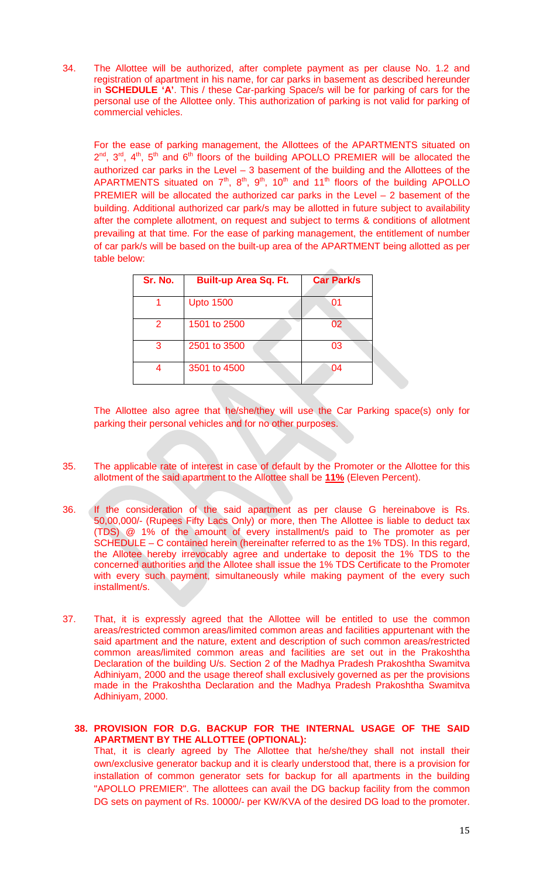34. The Allottee will be authorized, after complete payment as per clause No. 1.2 and registration of apartment in his name, for car parks in basement as described hereunder in **SCHEDULE 'A'**. This / these Car-parking Space/s will be for parking of cars for the personal use of the Allottee only. This authorization of parking is not valid for parking of commercial vehicles.

For the ease of parking management, the Allottees of the APARTMENTS situated on 2nd, 3rd, 4th, 5th and 6th floors of the building APOLLO PREMIER will be allocated the authorized car parks in the Level – 3 basement of the building and the Allottees of the APARTMENTS situated on 7th, 8th, 9th, 10th and 11th floors of the building APOLLO PREMIER will be allocated the authorized car parks in the Level – 2 basement of the building. Additional authorized car park/s may be allotted in future subject to availability after the complete allotment, on request and subject to terms & conditions of allotment prevailing at that time. For the ease of parking management, the entitlement of number of car park/s will be based on the built-up area of the APARTMENT being allotted as per table below:

| Sr. No. | Built-up Area Sq. Ft. | Car Park/s |
|---|---|---|
| 1 | Upto 1500 | 01 |
| 2 | 1501 to 2500 | 02 |
| 3 | 2501 to 3500 | 03 |
| 4 | 3501 to 4500 | 04 |

The Allottee also agree that he/she/they will use the Car Parking space(s) only for parking their personal vehicles and for no other purposes.

35. The applicable rate of interest in case of default by the Promoter or the Allottee for this allotment of the said apartment to the Allottee shall be **11%** (Eleven Percent).

36. If the consideration of the said apartment as per clause G hereinabove is Rs. 50,00,000/- (Rupees Fifty Lacs Only) or more, then The Allottee is liable to deduct tax (TDS) @ 1% of the amount of every installment/s paid to The promoter as per SCHEDULE – C contained herein (hereinafter referred to as the 1% TDS). In this regard, the Allotee hereby irrevocably agree and undertake to deposit the 1% TDS to the concerned authorities and the Allotee shall issue the 1% TDS Certificate to the Promoter with every such payment, simultaneously while making payment of the every such installment/s.

37. That, it is expressly agreed that the Allottee will be entitled to use the common areas/restricted common areas/limited common areas and facilities appurtenant with the said apartment and the nature, extent and description of such common areas/restricted common areas/limited common areas and facilities are set out in the Prakoshtha Declaration of the building U/s. Section 2 of the Madhya Pradesh Prakoshtha Swamitva Adhiniyam, 2000 and the usage thereof shall exclusively governed as per the provisions made in the Prakoshtha Declaration and the Madhya Pradesh Prakoshtha Swamitva Adhiniyam, 2000.

**38. PROVISION FOR D.G. BACKUP FOR THE INTERNAL USAGE OF THE SAID APARTMENT BY THE ALLOTTEE (OPTIONAL):**

That, it is clearly agreed by The Allottee that he/she/they shall not install their own/exclusive generator backup and it is clearly understood that, there is a provision for installation of common generator sets for backup for all apartments in the building "APOLLO PREMIER". The allottees can avail the DG backup facility from the common DG sets on payment of Rs. 10000/- per KW/KVA of the desired DG load to the promoter.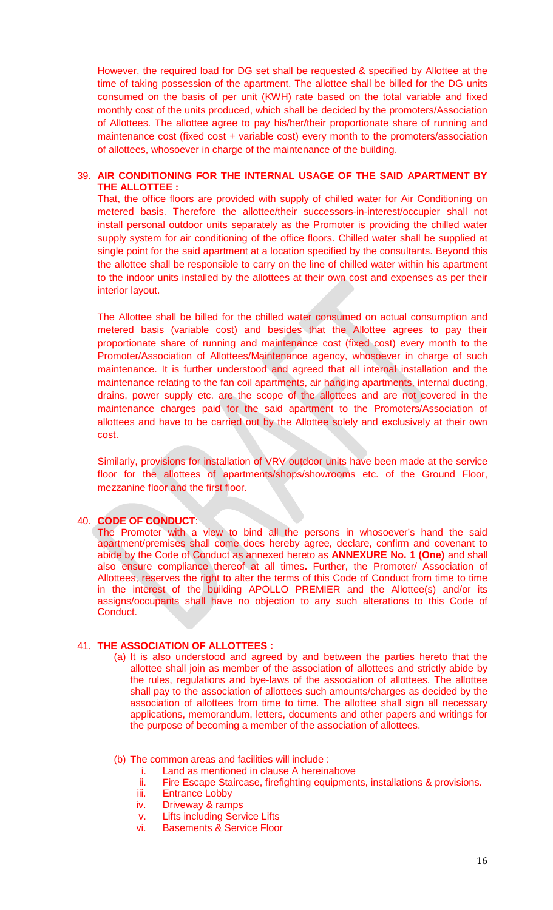However, the required load for DG set shall be requested & specified by Allottee at the time of taking possession of the apartment. The allottee shall be billed for the DG units consumed on the basis of per unit (KWH) rate based on the total variable and fixed monthly cost of the units produced, which shall be decided by the promoters/Association of Allottees. The allottee agree to pay his/her/their proportionate share of running and maintenance cost (fixed cost + variable cost) every month to the promoters/association of allottees, whosoever in charge of the maintenance of the building.

39. **AIR CONDITIONING FOR THE INTERNAL USAGE OF THE SAID APARTMENT BY THE ALLOTTEE :**
That, the office floors are provided with supply of chilled water for Air Conditioning on metered basis. Therefore the allottee/their successors-in-interest/occupier shall not install personal outdoor units separately as the Promoter is providing the chilled water supply system for air conditioning of the office floors. Chilled water shall be supplied at single point for the said apartment at a location specified by the consultants. Beyond this the allottee shall be responsible to carry on the line of chilled water within his apartment to the indoor units installed by the allottees at their own cost and expenses as per their interior layout.

The Allottee shall be billed for the chilled water consumed on actual consumption and metered basis (variable cost) and besides that the Allottee agrees to pay their proportionate share of running and maintenance cost (fixed cost) every month to the Promoter/Association of Allottees/Maintenance agency, whosoever in charge of such maintenance. It is further understood and agreed that all internal installation and the maintenance relating to the fan coil apartments, air handing apartments, internal ducting, drains, power supply etc. are the scope of the allottees and are not covered in the maintenance charges paid for the said apartment to the Promoters/Association of allottees and have to be carried out by the Allottee solely and exclusively at their own cost.

Similarly, provisions for installation of VRV outdoor units have been made at the service floor for the allottees of apartments/shops/showrooms etc. of the Ground Floor, mezzanine floor and the first floor.

40. **CODE OF CONDUCT**:
The Promoter with a view to bind all the persons in whosoever's hand the said apartment/premises shall come does hereby agree, declare, confirm and covenant to abide by the Code of Conduct as annexed hereto as **ANNEXURE No. 1 (One)** and shall also ensure compliance thereof at all times**.** Further, the Promoter/ Association of Allottees, reserves the right to alter the terms of this Code of Conduct from time to time in the interest of the building APOLLO PREMIER and the Allottee(s) and/or its assigns/occupants shall have no objection to any such alterations to this Code of Conduct.

41. **THE ASSOCIATION OF ALLOTTEES :**
   (a) It is also understood and agreed by and between the parties hereto that the allottee shall join as member of the association of allottees and strictly abide by the rules, regulations and bye-laws of the association of allottees. The allottee shall pay to the association of allottees such amounts/charges as decided by the association of allottees from time to time. The allottee shall sign all necessary applications, memorandum, letters, documents and other papers and writings for the purpose of becoming a member of the association of allottees.

   (b) The common areas and facilities will include :
      i. Land as mentioned in clause A hereinabove
      ii. Fire Escape Staircase, firefighting equipments, installations & provisions.
      iii. Entrance Lobby
      iv. Driveway & ramps
      v. Lifts including Service Lifts
      vi. Basements & Service Floor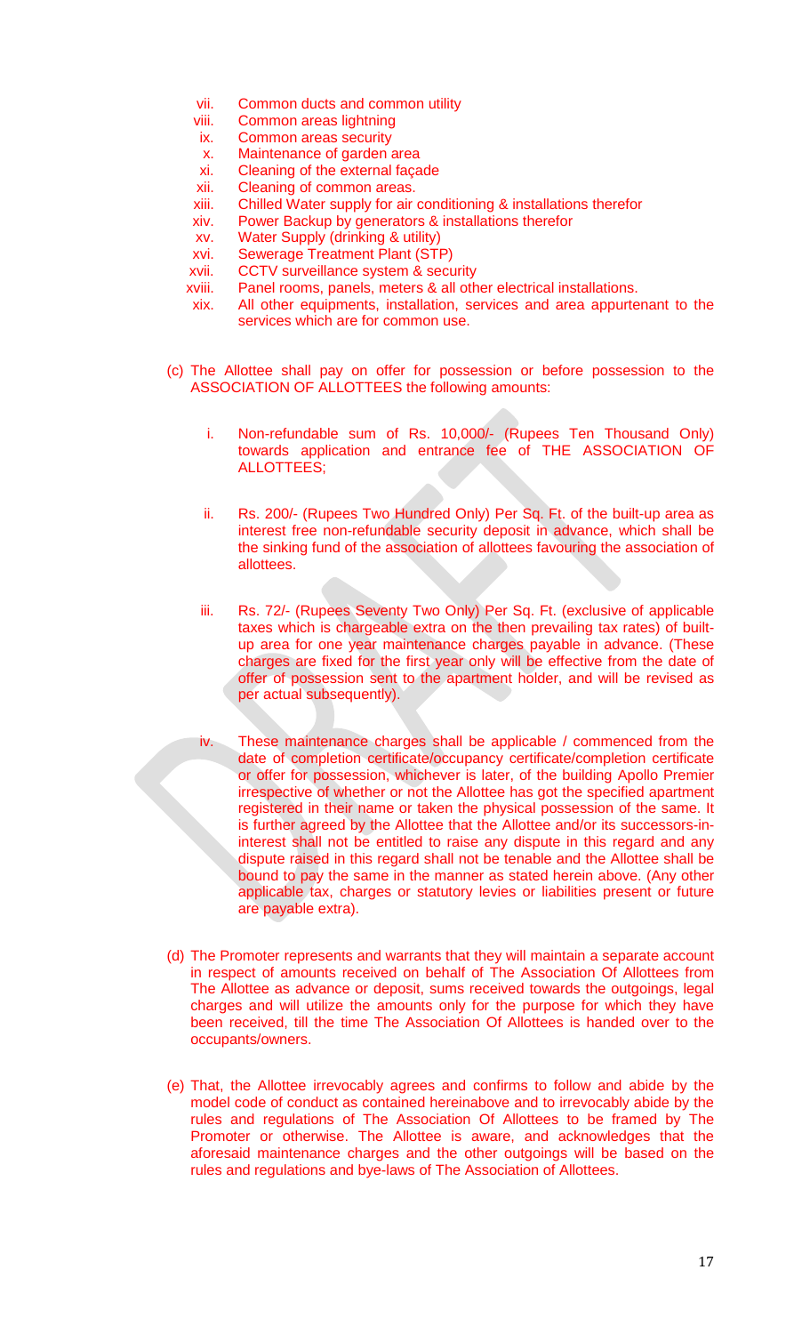vii. Common ducts and common utility
viii. Common areas lightning
ix. Common areas security
x. Maintenance of garden area
xi. Cleaning of the external façade
xii. Cleaning of common areas.
xiii. Chilled Water supply for air conditioning & installations therefor
xiv. Power Backup by generators & installations therefor
xv. Water Supply (drinking & utility)
xvi. Sewerage Treatment Plant (STP)
xvii. CCTV surveillance system & security
xviii. Panel rooms, panels, meters & all other electrical installations.
xix. All other equipments, installation, services and area appurtenant to the services which are for common use.

(c) The Allottee shall pay on offer for possession or before possession to the ASSOCIATION OF ALLOTTEES the following amounts:

i. Non-refundable sum of Rs. 10,000/- (Rupees Ten Thousand Only) towards application and entrance fee of THE ASSOCIATION OF ALLOTTEES;

ii. Rs. 200/- (Rupees Two Hundred Only) Per Sq. Ft. of the built-up area as interest free non-refundable security deposit in advance, which shall be the sinking fund of the association of allottees favouring the association of allottees.

iii. Rs. 72/- (Rupees Seventy Two Only) Per Sq. Ft. (exclusive of applicable taxes which is chargeable extra on the then prevailing tax rates) of built-up area for one year maintenance charges payable in advance. (These charges are fixed for the first year only will be effective from the date of offer of possession sent to the apartment holder, and will be revised as per actual subsequently).

iv. These maintenance charges shall be applicable / commenced from the date of completion certificate/occupancy certificate/completion certificate or offer for possession, whichever is later, of the building Apollo Premier irrespective of whether or not the Allottee has got the specified apartment registered in their name or taken the physical possession of the same. It is further agreed by the Allottee that the Allottee and/or its successors-in-interest shall not be entitled to raise any dispute in this regard and any dispute raised in this regard shall not be tenable and the Allottee shall be bound to pay the same in the manner as stated herein above. (Any other applicable tax, charges or statutory levies or liabilities present or future are payable extra).

(d) The Promoter represents and warrants that they will maintain a separate account in respect of amounts received on behalf of The Association Of Allottees from The Allottee as advance or deposit, sums received towards the outgoings, legal charges and will utilize the amounts only for the purpose for which they have been received, till the time The Association Of Allottees is handed over to the occupants/owners.

(e) That, the Allottee irrevocably agrees and confirms to follow and abide by the model code of conduct as contained hereinabove and to irrevocably abide by the rules and regulations of The Association Of Allottees to be framed by The Promoter or otherwise. The Allottee is aware, and acknowledges that the aforesaid maintenance charges and the other outgoings will be based on the rules and regulations and bye-laws of The Association of Allottees.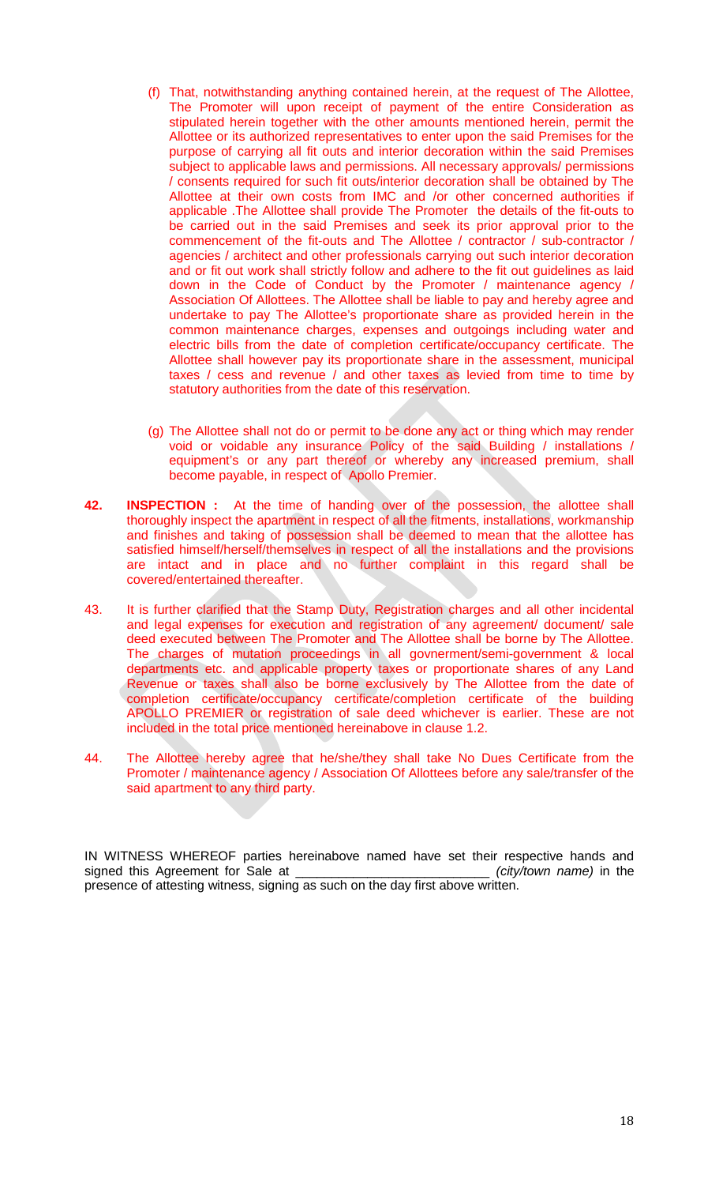(f) That, notwithstanding anything contained herein, at the request of The Allottee, The Promoter will upon receipt of payment of the entire Consideration as stipulated herein together with the other amounts mentioned herein, permit the Allottee or its authorized representatives to enter upon the said Premises for the purpose of carrying all fit outs and interior decoration within the said Premises subject to applicable laws and permissions. All necessary approvals/ permissions / consents required for such fit outs/interior decoration shall be obtained by The Allottee at their own costs from IMC and /or other concerned authorities if applicable .The Allottee shall provide The Promoter the details of the fit-outs to be carried out in the said Premises and seek its prior approval prior to the commencement of the fit-outs and The Allottee / contractor / sub-contractor / agencies / architect and other professionals carrying out such interior decoration and or fit out work shall strictly follow and adhere to the fit out guidelines as laid down in the Code of Conduct by the Promoter / maintenance agency / Association Of Allottees. The Allottee shall be liable to pay and hereby agree and undertake to pay The Allottee's proportionate share as provided herein in the common maintenance charges, expenses and outgoings including water and electric bills from the date of completion certificate/occupancy certificate. The Allottee shall however pay its proportionate share in the assessment, municipal taxes / cess and revenue / and other taxes as levied from time to time by statutory authorities from the date of this reservation.

(g) The Allottee shall not do or permit to be done any act or thing which may render void or voidable any insurance Policy of the said Building / installations / equipment's or any part thereof or whereby any increased premium, shall become payable, in respect of Apollo Premier.

**42. INSPECTION :** At the time of handing over of the possession, the allottee shall thoroughly inspect the apartment in respect of all the fitments, installations, workmanship and finishes and taking of possession shall be deemed to mean that the allottee has satisfied himself/herself/themselves in respect of all the installations and the provisions are intact and in place and no further complaint in this regard shall be covered/entertained thereafter.

43. It is further clarified that the Stamp Duty, Registration charges and all other incidental and legal expenses for execution and registration of any agreement/ document/ sale deed executed between The Promoter and The Allottee shall be borne by The Allottee. The charges of mutation proceedings in all govnerment/semi-government & local departments etc. and applicable property taxes or proportionate shares of any Land Revenue or taxes shall also be borne exclusively by The Allottee from the date of completion certificate/occupancy certificate/completion certificate of the building APOLLO PREMIER or registration of sale deed whichever is earlier. These are not included in the total price mentioned hereinabove in clause 1.2.

44. The Allottee hereby agree that he/she/they shall take No Dues Certificate from the Promoter / maintenance agency / Association Of Allottees before any sale/transfer of the said apartment to any third party.

IN WITNESS WHEREOF parties hereinabove named have set their respective hands and signed this Agreement for Sale at __________________________ *(city/town name)* in the presence of attesting witness, signing as such on the day first above written.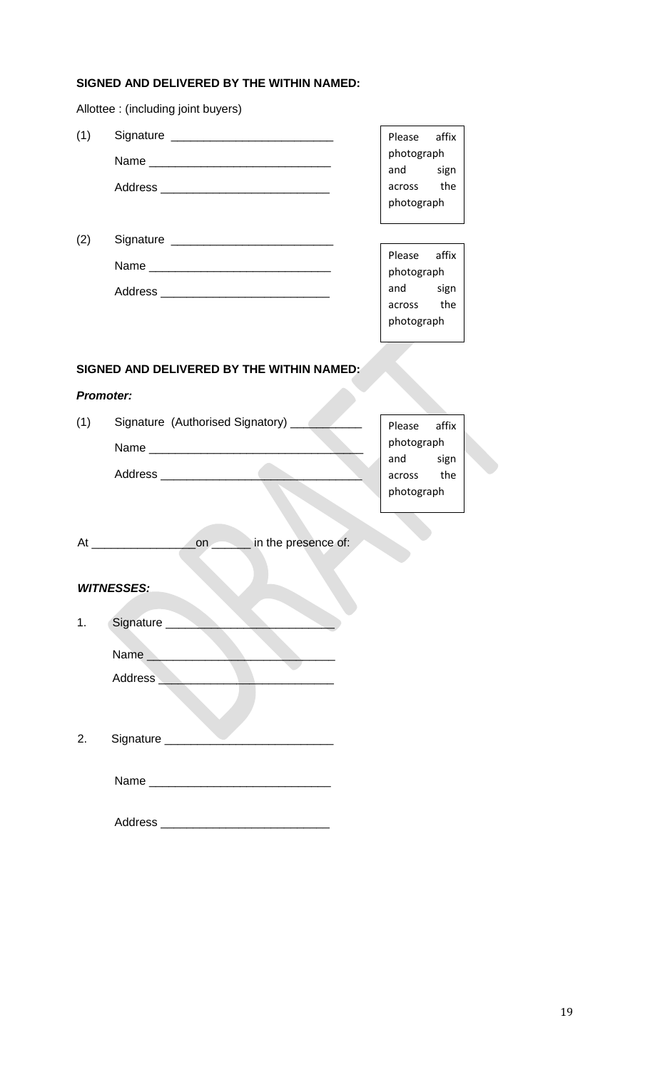**SIGNED AND DELIVERED BY THE WITHIN NAMED:**

Allottee : (including joint buyers)

(1) Signature ________________________

Name ___________________________

Address _________________________

Please affix photograph and sign across the photograph

(2) Signature ________________________

Name ___________________________

Address _________________________

Please affix photograph and sign across the photograph

**SIGNED AND DELIVERED BY THE WITHIN NAMED:**

***Promoter:***

(1) Signature (Authorised Signatory) ___________

Name _______________________________

Address _____________________________

Please affix photograph and sign across the photograph

At _______________ on ______ in the presence of:

***WITNESSES:***

1. Signature _________________________

Name ____________________________

Address __________________________

2. Signature _________________________

Name ___________________________

Address _________________________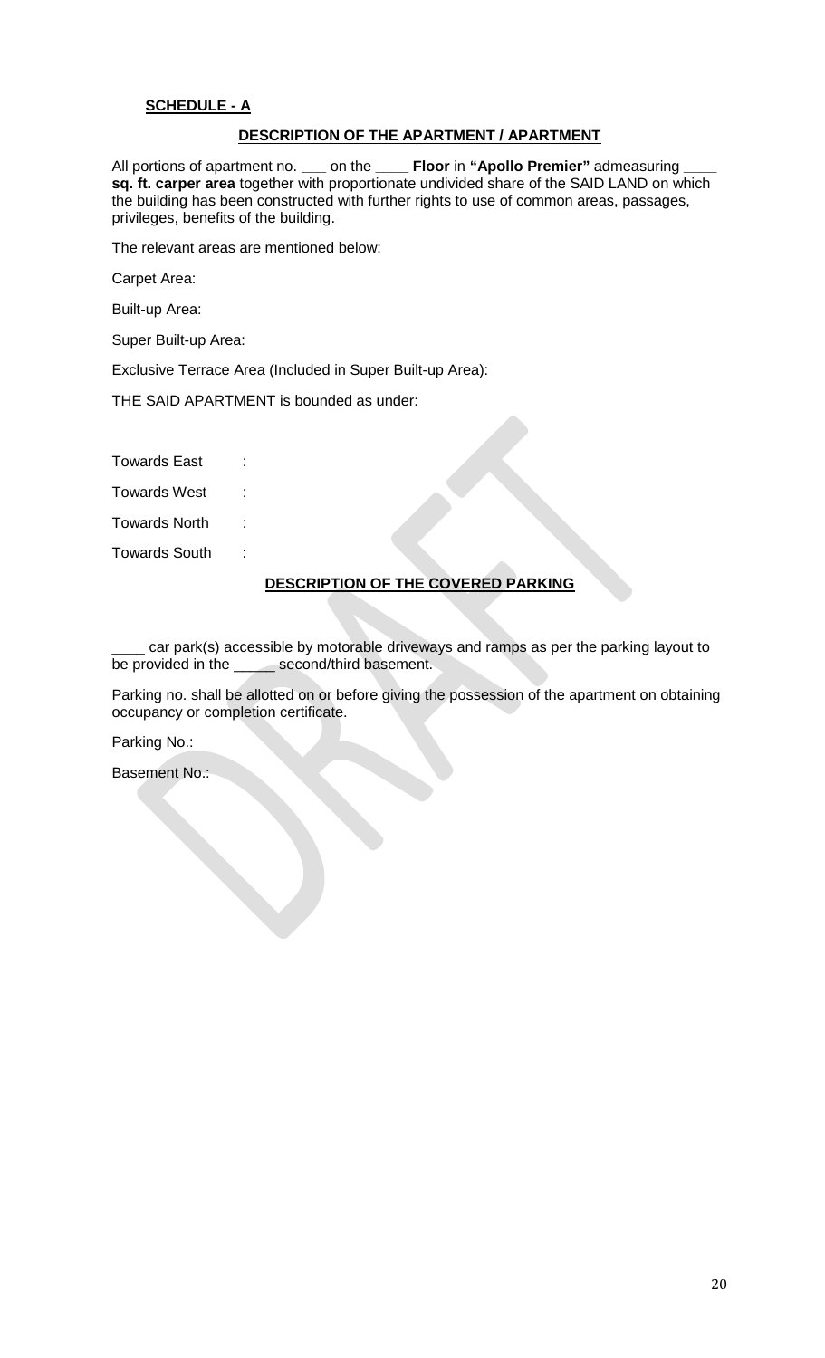**SCHEDULE - A**

**DESCRIPTION OF THE APARTMENT / APARTMENT**

All portions of apartment no. ___ on the ____ **Floor** in **"Apollo Premier"** admeasuring ____ **sq. ft. carper area** together with proportionate undivided share of the SAID LAND on which the building has been constructed with further rights to use of common areas, passages, privileges, benefits of the building.

The relevant areas are mentioned below:

Carpet Area:

Built-up Area:

Super Built-up Area:

Exclusive Terrace Area (Included in Super Built-up Area):

THE SAID APARTMENT is bounded as under:

Towards East :

Towards West :

Towards North :

Towards South :

**DESCRIPTION OF THE COVERED PARKING**

____ car park(s) accessible by motorable driveways and ramps as per the parking layout to be provided in the _____ second/third basement.

Parking no. shall be allotted on or before giving the possession of the apartment on obtaining occupancy or completion certificate.

Parking No.:

Basement No.: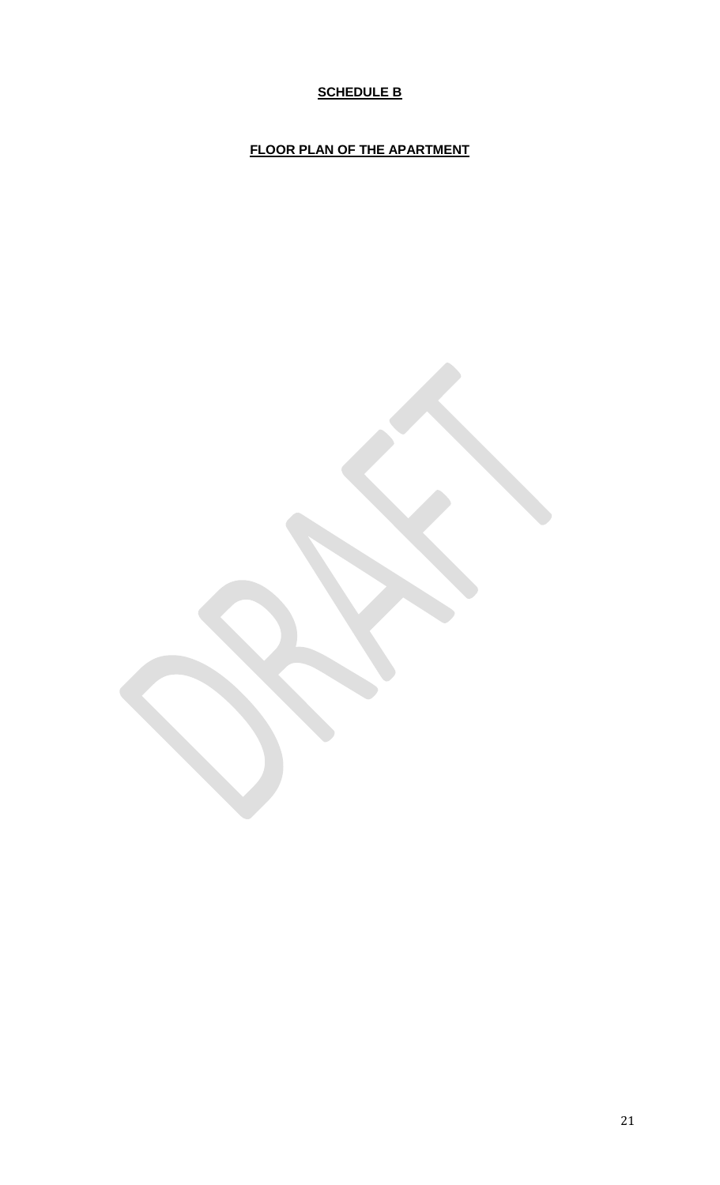**SCHEDULE B**

**FLOOR PLAN OF THE APARTMENT**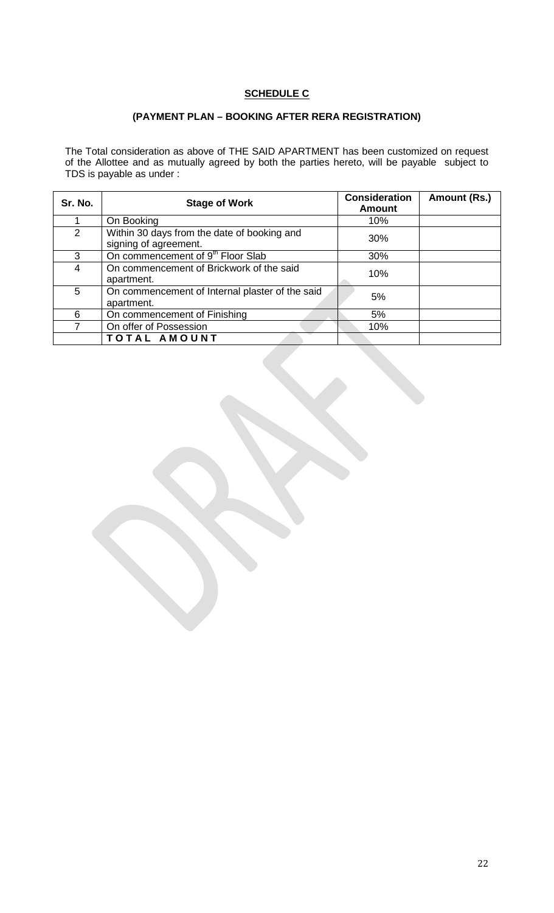**SCHEDULE C**

**(PAYMENT PLAN – BOOKING AFTER RERA REGISTRATION)**

The Total consideration as above of THE SAID APARTMENT has been customized on request of the Allottee and as mutually agreed by both the parties hereto, will be payable subject to TDS is payable as under :

| Sr. No. | Stage of Work | Consideration Amount | Amount (Rs.) |
|---|---|---|---|
| 1 | On Booking | 10% | |
| 2 | Within 30 days from the date of booking and signing of agreement. | 30% | |
| 3 | On commencement of 9th Floor Slab | 30% | |
| 4 | On commencement of Brickwork of the said apartment. | 10% | |
| 5 | On commencement of Internal plaster of the said apartment. | 5% | |
| 6 | On commencement of Finishing | 5% | |
| 7 | On offer of Possession | 10% | |
| | **TOTAL AMOUNT** | | |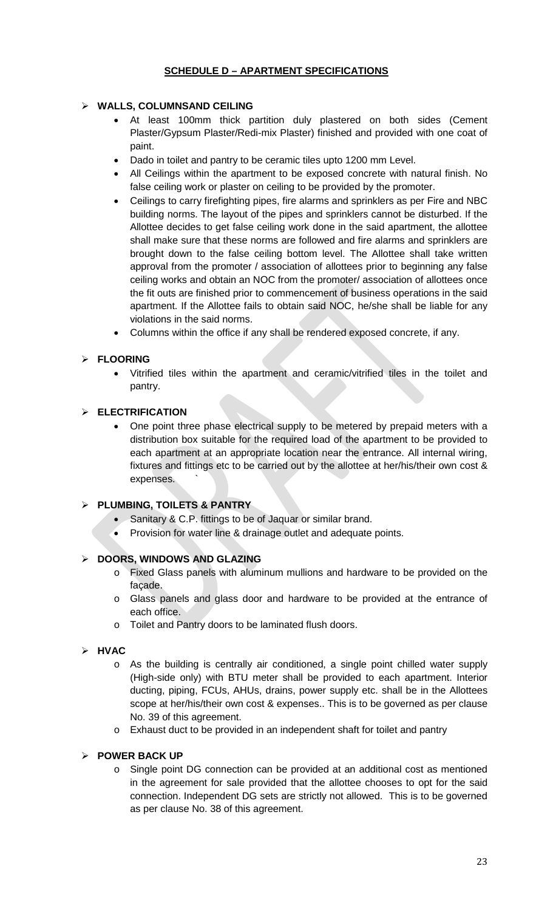## SCHEDULE D – APARTMENT SPECIFICATIONS

- **WALLS, COLUMNSAND CEILING**
  - At least 100mm thick partition duly plastered on both sides (Cement Plaster/Gypsum Plaster/Redi-mix Plaster) finished and provided with one coat of paint.
  - Dado in toilet and pantry to be ceramic tiles upto 1200 mm Level.
  - All Ceilings within the apartment to be exposed concrete with natural finish. No false ceiling work or plaster on ceiling to be provided by the promoter.
  - Ceilings to carry firefighting pipes, fire alarms and sprinklers as per Fire and NBC building norms. The layout of the pipes and sprinklers cannot be disturbed. If the Allottee decides to get false ceiling work done in the said apartment, the allottee shall make sure that these norms are followed and fire alarms and sprinklers are brought down to the false ceiling bottom level. The Allottee shall take written approval from the promoter / association of allottees prior to beginning any false ceiling works and obtain an NOC from the promoter/ association of allottees once the fit outs are finished prior to commencement of business operations in the said apartment. If the Allottee fails to obtain said NOC, he/she shall be liable for any violations in the said norms.
  - Columns within the office if any shall be rendered exposed concrete, if any.

- **FLOORING**
  - Vitrified tiles within the apartment and ceramic/vitrified tiles in the toilet and pantry.

- **ELECTRIFICATION**
  - One point three phase electrical supply to be metered by prepaid meters with a distribution box suitable for the required load of the apartment to be provided to each apartment at an appropriate location near the entrance. All internal wiring, fixtures and fittings etc to be carried out by the allottee at her/his/their own cost & expenses.

- **PLUMBING, TOILETS & PANTRY**
  - Sanitary & C.P. fittings to be of Jaquar or similar brand.
  - Provision for water line & drainage outlet and adequate points.

- **DOORS, WINDOWS AND GLAZING**
  - Fixed Glass panels with aluminum mullions and hardware to be provided on the façade.
  - Glass panels and glass door and hardware to be provided at the entrance of each office.
  - Toilet and Pantry doors to be laminated flush doors.

- **HVAC**
  - As the building is centrally air conditioned, a single point chilled water supply (High-side only) with BTU meter shall be provided to each apartment. Interior ducting, piping, FCUs, AHUs, drains, power supply etc. shall be in the Allottees scope at her/his/their own cost & expenses.. This is to be governed as per clause No. 39 of this agreement.
  - Exhaust duct to be provided in an independent shaft for toilet and pantry

- **POWER BACK UP**
  - Single point DG connection can be provided at an additional cost as mentioned in the agreement for sale provided that the allottee chooses to opt for the said connection. Independent DG sets are strictly not allowed. This is to be governed as per clause No. 38 of this agreement.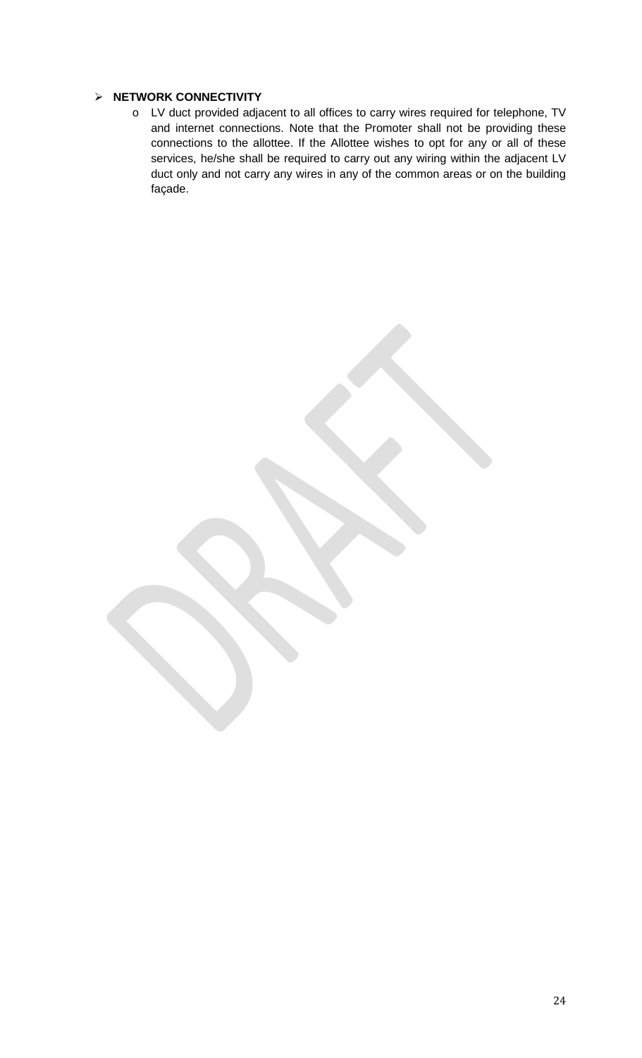- **NETWORK CONNECTIVITY**
  - LV duct provided adjacent to all offices to carry wires required for telephone, TV and internet connections. Note that the Promoter shall not be providing these connections to the allottee. If the Allottee wishes to opt for any or all of these services, he/she shall be required to carry out any wiring within the adjacent LV duct only and not carry any wires in any of the common areas or on the building façade.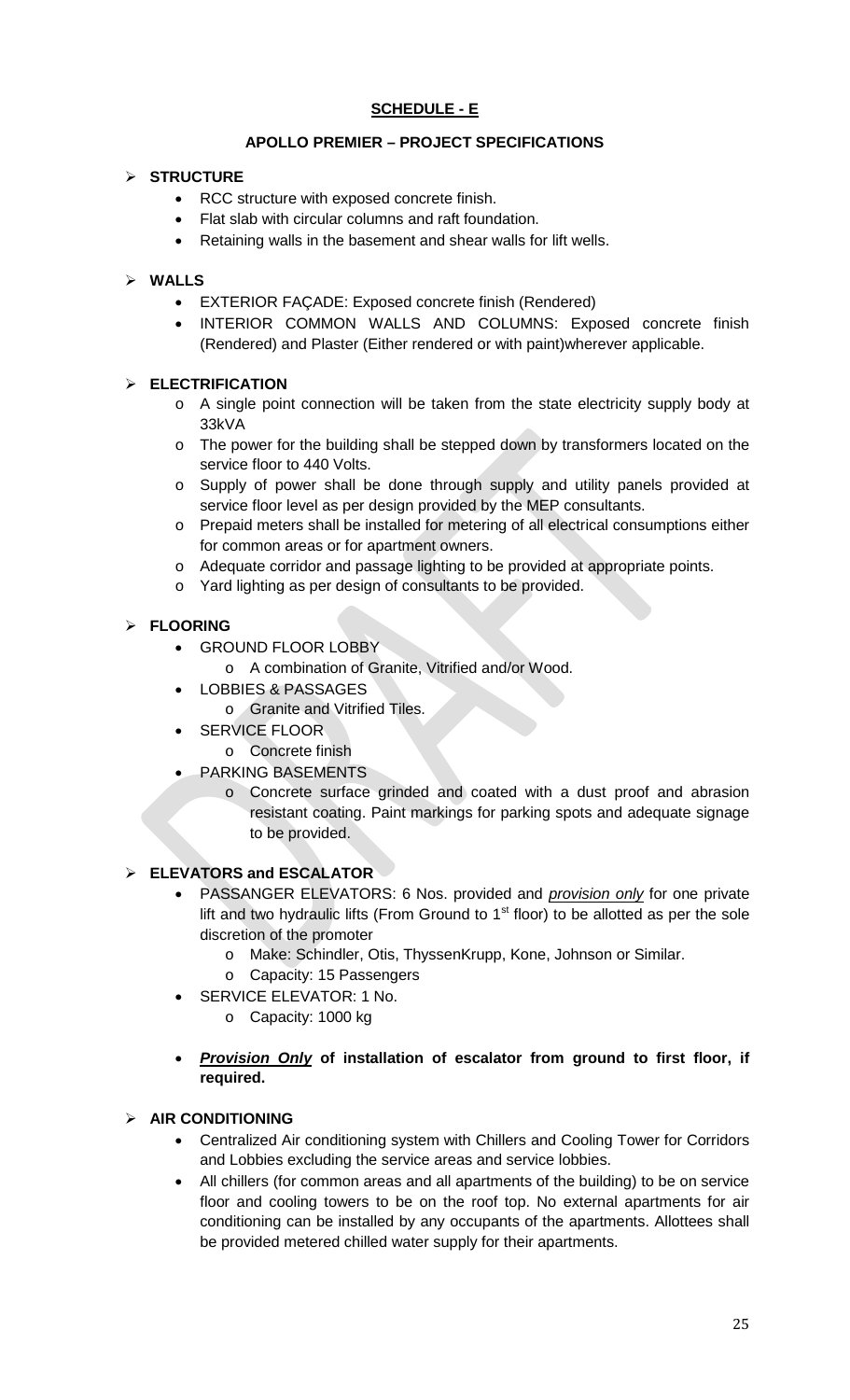**SCHEDULE - E**

**APOLLO PREMIER – PROJECT SPECIFICATIONS**

- **STRUCTURE**
  - RCC structure with exposed concrete finish.
  - Flat slab with circular columns and raft foundation.
  - Retaining walls in the basement and shear walls for lift wells.

- **WALLS**
  - EXTERIOR FAÇADE: Exposed concrete finish (Rendered)
  - INTERIOR COMMON WALLS AND COLUMNS: Exposed concrete finish (Rendered) and Plaster (Either rendered or with paint)wherever applicable.

- **ELECTRIFICATION**
  - A single point connection will be taken from the state electricity supply body at 33kVA
  - The power for the building shall be stepped down by transformers located on the service floor to 440 Volts.
  - Supply of power shall be done through supply and utility panels provided at service floor level as per design provided by the MEP consultants.
  - Prepaid meters shall be installed for metering of all electrical consumptions either for common areas or for apartment owners.
  - Adequate corridor and passage lighting to be provided at appropriate points.
  - Yard lighting as per design of consultants to be provided.

- **FLOORING**
  - GROUND FLOOR LOBBY
    - A combination of Granite, Vitrified and/or Wood.
  - LOBBIES & PASSAGES
    - Granite and Vitrified Tiles.
  - SERVICE FLOOR
    - Concrete finish
  - PARKING BASEMENTS
    - Concrete surface grinded and coated with a dust proof and abrasion resistant coating. Paint markings for parking spots and adequate signage to be provided.

- **ELEVATORS and ESCALATOR**
  - PASSANGER ELEVATORS: 6 Nos. provided and ***provision only*** for one private lift and two hydraulic lifts (From Ground to 1st floor) to be allotted as per the sole discretion of the promoter
    - Make: Schindler, Otis, ThyssenKrupp, Kone, Johnson or Similar.
    - Capacity: 15 Passengers
  - SERVICE ELEVATOR: 1 No.
    - Capacity: 1000 kg
  - ***Provision Only*** **of installation of escalator from ground to first floor, if required.**

- **AIR CONDITIONING**
  - Centralized Air conditioning system with Chillers and Cooling Tower for Corridors and Lobbies excluding the service areas and service lobbies.
  - All chillers (for common areas and all apartments of the building) to be on service floor and cooling towers to be on the roof top. No external apartments for air conditioning can be installed by any occupants of the apartments. Allottees shall be provided metered chilled water supply for their apartments.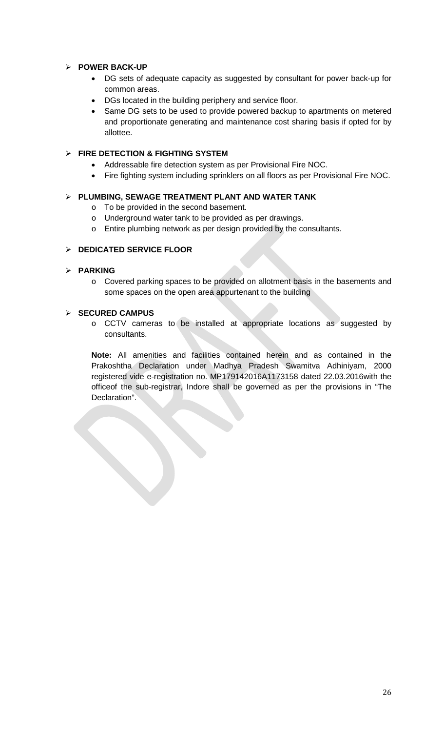- **POWER BACK-UP**
  - DG sets of adequate capacity as suggested by consultant for power back-up for common areas.
  - DGs located in the building periphery and service floor.
  - Same DG sets to be used to provide powered backup to apartments on metered and proportionate generating and maintenance cost sharing basis if opted for by allottee.

- **FIRE DETECTION & FIGHTING SYSTEM**
  - Addressable fire detection system as per Provisional Fire NOC.
  - Fire fighting system including sprinklers on all floors as per Provisional Fire NOC.

- **PLUMBING, SEWAGE TREATMENT PLANT AND WATER TANK**
  - To be provided in the second basement.
  - Underground water tank to be provided as per drawings.
  - Entire plumbing network as per design provided by the consultants.

- **DEDICATED SERVICE FLOOR**

- **PARKING**
  - Covered parking spaces to be provided on allotment basis in the basements and some spaces on the open area appurtenant to the building

- **SECURED CAMPUS**
  - CCTV cameras to be installed at appropriate locations as suggested by consultants.

  **Note:** All amenities and facilities contained herein and as contained in the Prakoshtha Declaration under Madhya Pradesh Swamitva Adhiniyam, 2000 registered vide e-registration no. MP179142016A1173158 dated 22.03.2016with the officeof the sub-registrar, Indore shall be governed as per the provisions in "The Declaration".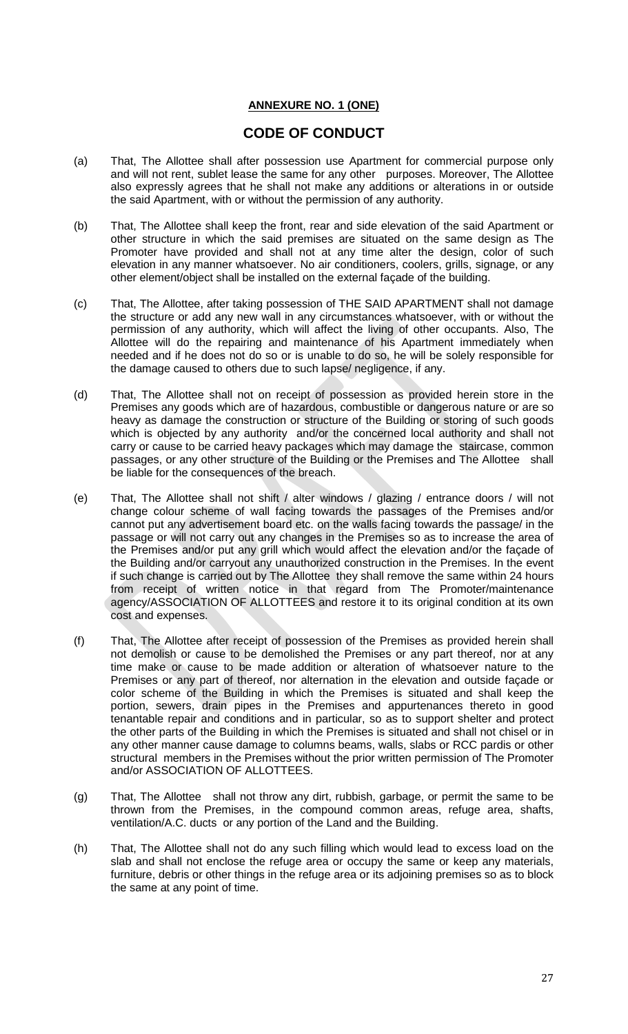**ANNEXURE NO. 1 (ONE)**

# CODE OF CONDUCT

(a) That, The Allottee shall after possession use Apartment for commercial purpose only and will not rent, sublet lease the same for any other purposes. Moreover, The Allottee also expressly agrees that he shall not make any additions or alterations in or outside the said Apartment, with or without the permission of any authority.

(b) That, The Allottee shall keep the front, rear and side elevation of the said Apartment or other structure in which the said premises are situated on the same design as The Promoter have provided and shall not at any time alter the design, color of such elevation in any manner whatsoever. No air conditioners, coolers, grills, signage, or any other element/object shall be installed on the external façade of the building.

(c) That, The Allottee, after taking possession of THE SAID APARTMENT shall not damage the structure or add any new wall in any circumstances whatsoever, with or without the permission of any authority, which will affect the living of other occupants. Also, The Allottee will do the repairing and maintenance of his Apartment immediately when needed and if he does not do so or is unable to do so, he will be solely responsible for the damage caused to others due to such lapse/ negligence, if any.

(d) That, The Allottee shall not on receipt of possession as provided herein store in the Premises any goods which are of hazardous, combustible or dangerous nature or are so heavy as damage the construction or structure of the Building or storing of such goods which is objected by any authority and/or the concerned local authority and shall not carry or cause to be carried heavy packages which may damage the staircase, common passages, or any other structure of the Building or the Premises and The Allottee shall be liable for the consequences of the breach.

(e) That, The Allottee shall not shift / alter windows / glazing / entrance doors / will not change colour scheme of wall facing towards the passages of the Premises and/or cannot put any advertisement board etc. on the walls facing towards the passage/ in the passage or will not carry out any changes in the Premises so as to increase the area of the Premises and/or put any grill which would affect the elevation and/or the façade of the Building and/or carryout any unauthorized construction in the Premises. In the event if such change is carried out by The Allottee they shall remove the same within 24 hours from receipt of written notice in that regard from The Promoter/maintenance agency/ASSOCIATION OF ALLOTTEES and restore it to its original condition at its own cost and expenses.

(f) That, The Allottee after receipt of possession of the Premises as provided herein shall not demolish or cause to be demolished the Premises or any part thereof, nor at any time make or cause to be made addition or alteration of whatsoever nature to the Premises or any part of thereof, nor alternation in the elevation and outside façade or color scheme of the Building in which the Premises is situated and shall keep the portion, sewers, drain pipes in the Premises and appurtenances thereto in good tenantable repair and conditions and in particular, so as to support shelter and protect the other parts of the Building in which the Premises is situated and shall not chisel or in any other manner cause damage to columns beams, walls, slabs or RCC pardis or other structural members in the Premises without the prior written permission of The Promoter and/or ASSOCIATION OF ALLOTTEES.

(g) That, The Allottee shall not throw any dirt, rubbish, garbage, or permit the same to be thrown from the Premises, in the compound common areas, refuge area, shafts, ventilation/A.C. ducts or any portion of the Land and the Building.

(h) That, The Allottee shall not do any such filling which would lead to excess load on the slab and shall not enclose the refuge area or occupy the same or keep any materials, furniture, debris or other things in the refuge area or its adjoining premises so as to block the same at any point of time.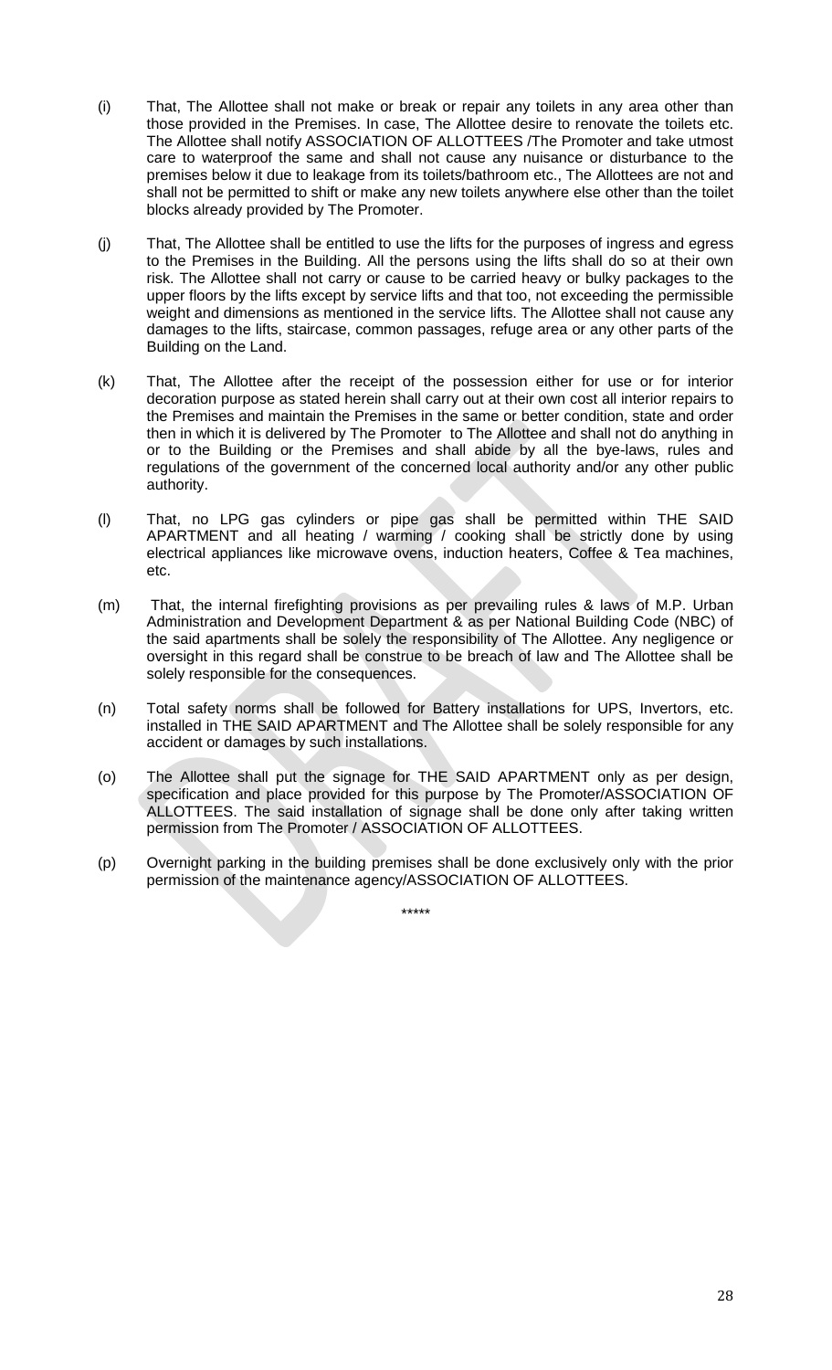(i) That, The Allottee shall not make or break or repair any toilets in any area other than those provided in the Premises. In case, The Allottee desire to renovate the toilets etc. The Allottee shall notify ASSOCIATION OF ALLOTTEES /The Promoter and take utmost care to waterproof the same and shall not cause any nuisance or disturbance to the premises below it due to leakage from its toilets/bathroom etc., The Allottees are not and shall not be permitted to shift or make any new toilets anywhere else other than the toilet blocks already provided by The Promoter.

(j) That, The Allottee shall be entitled to use the lifts for the purposes of ingress and egress to the Premises in the Building. All the persons using the lifts shall do so at their own risk. The Allottee shall not carry or cause to be carried heavy or bulky packages to the upper floors by the lifts except by service lifts and that too, not exceeding the permissible weight and dimensions as mentioned in the service lifts. The Allottee shall not cause any damages to the lifts, staircase, common passages, refuge area or any other parts of the Building on the Land.

(k) That, The Allottee after the receipt of the possession either for use or for interior decoration purpose as stated herein shall carry out at their own cost all interior repairs to the Premises and maintain the Premises in the same or better condition, state and order then in which it is delivered by The Promoter to The Allottee and shall not do anything in or to the Building or the Premises and shall abide by all the bye-laws, rules and regulations of the government of the concerned local authority and/or any other public authority.

(l) That, no LPG gas cylinders or pipe gas shall be permitted within THE SAID APARTMENT and all heating / warming / cooking shall be strictly done by using electrical appliances like microwave ovens, induction heaters, Coffee & Tea machines, etc.

(m) That, the internal firefighting provisions as per prevailing rules & laws of M.P. Urban Administration and Development Department & as per National Building Code (NBC) of the said apartments shall be solely the responsibility of The Allottee. Any negligence or oversight in this regard shall be construe to be breach of law and The Allottee shall be solely responsible for the consequences.

(n) Total safety norms shall be followed for Battery installations for UPS, Invertors, etc. installed in THE SAID APARTMENT and The Allottee shall be solely responsible for any accident or damages by such installations.

(o) The Allottee shall put the signage for THE SAID APARTMENT only as per design, specification and place provided for this purpose by The Promoter/ASSOCIATION OF ALLOTTEES. The said installation of signage shall be done only after taking written permission from The Promoter / ASSOCIATION OF ALLOTTEES.

(p) Overnight parking in the building premises shall be done exclusively only with the prior permission of the maintenance agency/ASSOCIATION OF ALLOTTEES.

*****